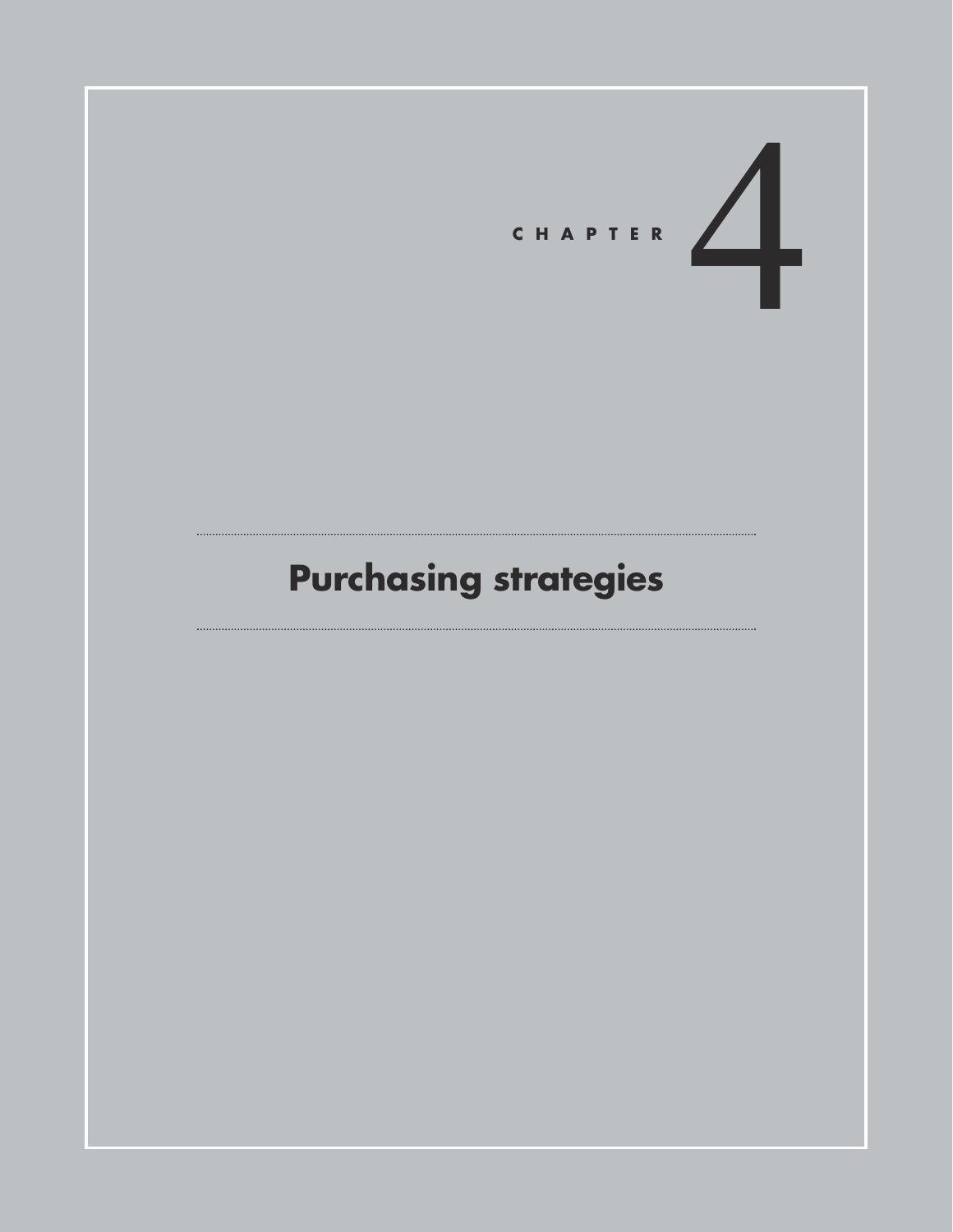CHAPTER 4

# Purchasing strategies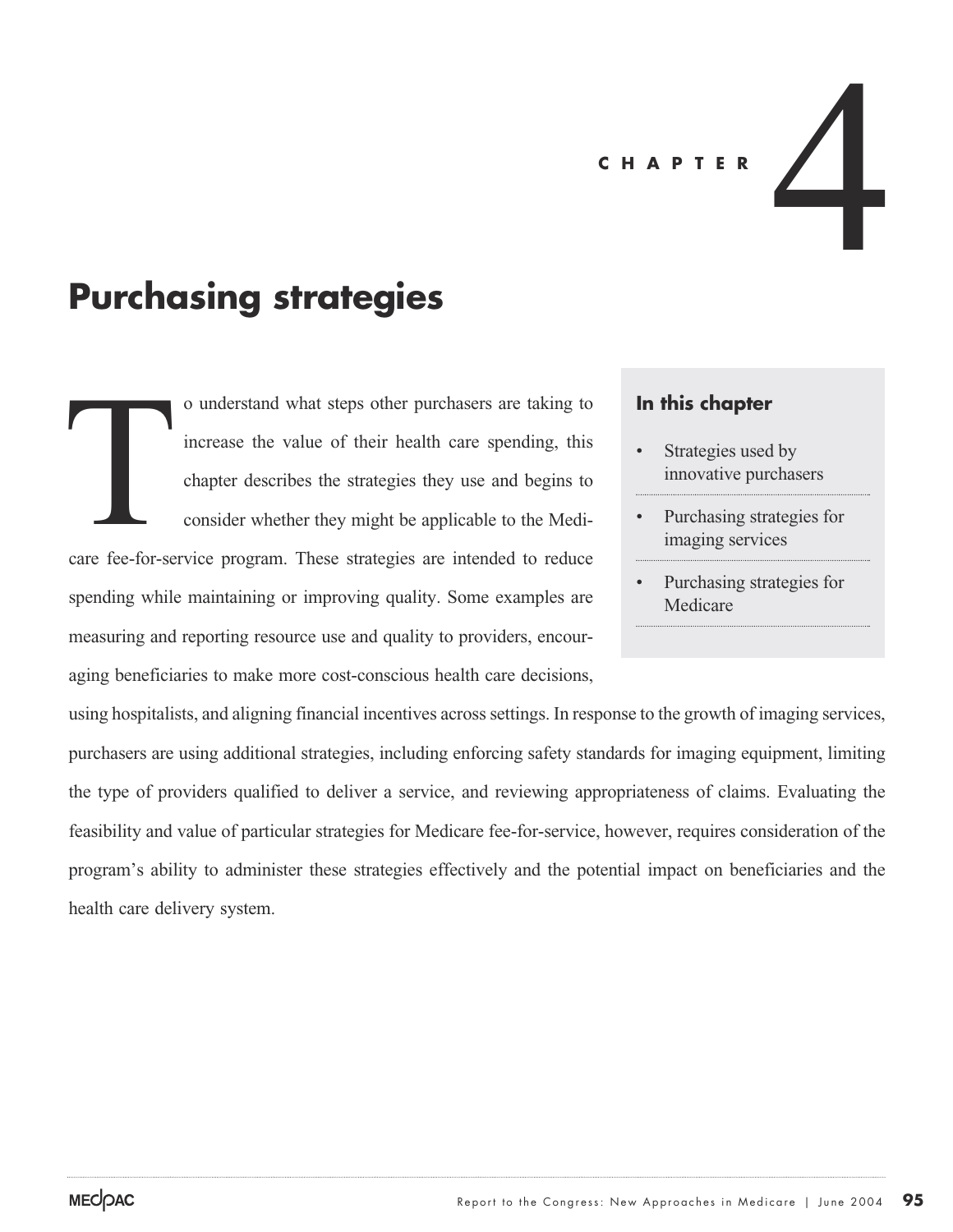# CHAPTER 4

# Purchasing strategies

To understand what steps other purchasers are taking to increase the value of their health care spending, this chapter describes the strategies they use and begins to consider whether they might be applicable to the Medicare fee-for-service program. These strategies are intended to reduce spending while maintaining or improving quality. Some examples are measuring and reporting resource use and quality to providers, encouraging beneficiaries to make more cost-conscious health care decisions, using hospitalists, and aligning financial incentives across settings. In response to the growth of imaging services, purchasers are using additional strategies, including enforcing safety standards for imaging equipment, limiting the type of providers qualified to deliver a service, and reviewing appropriateness of claims. Evaluating the feasibility and value of particular strategies for Medicare fee-for-service, however, requires consideration of the program's ability to administer these strategies effectively and the potential impact on beneficiaries and the health care delivery system.

**In this chapter**

- Strategies used by innovative purchasers
- Purchasing strategies for imaging services
- Purchasing strategies for Medicare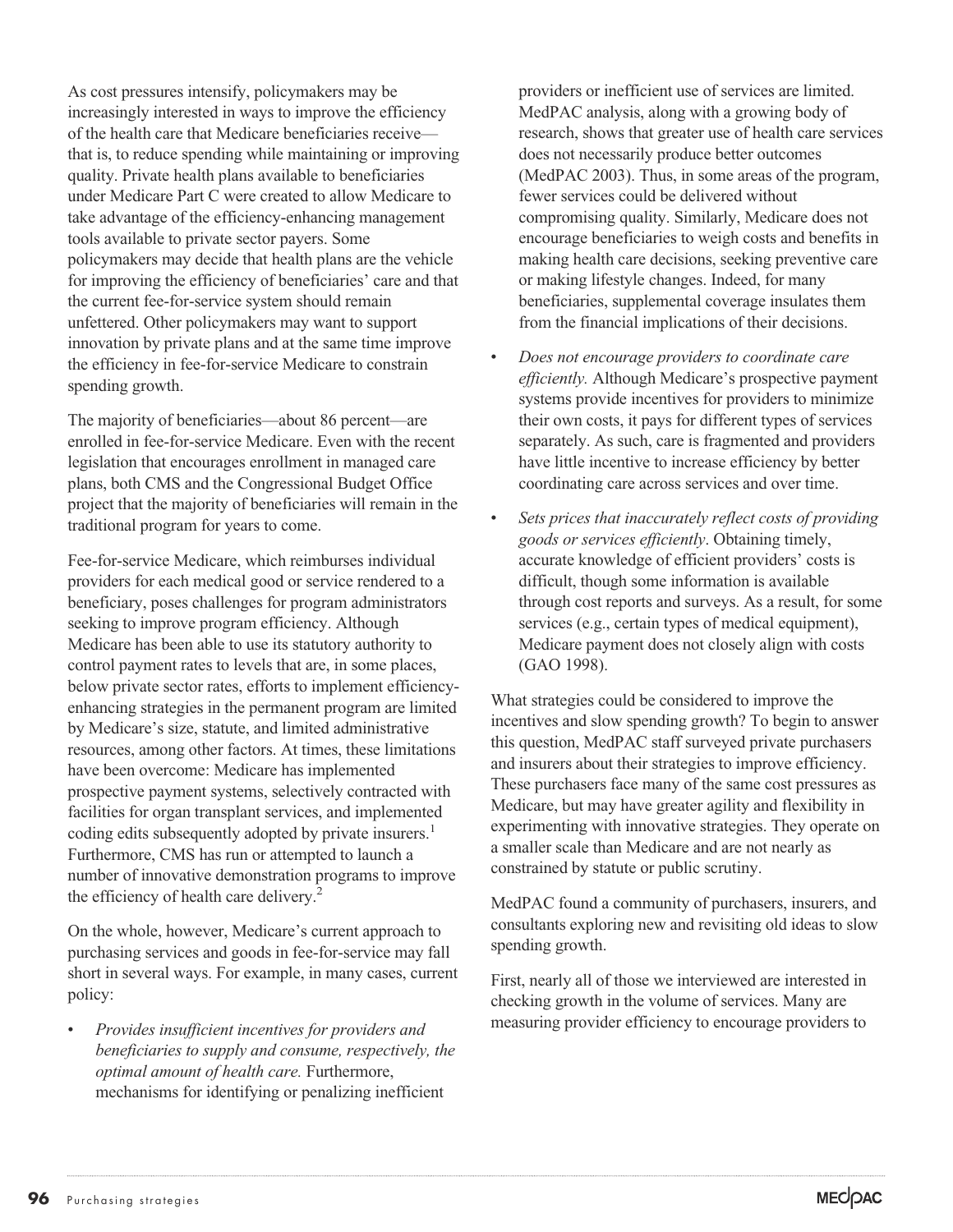As cost pressures intensify, policymakers may be increasingly interested in ways to improve the efficiency of the health care that Medicare beneficiaries receive—that is, to reduce spending while maintaining or improving quality. Private health plans available to beneficiaries under Medicare Part C were created to allow Medicare to take advantage of the efficiency-enhancing management tools available to private sector payers. Some policymakers may decide that health plans are the vehicle for improving the efficiency of beneficiaries' care and that the current fee-for-service system should remain unfettered. Other policymakers may want to support innovation by private plans and at the same time improve the efficiency in fee-for-service Medicare to constrain spending growth.

The majority of beneficiaries—about 86 percent—are enrolled in fee-for-service Medicare. Even with the recent legislation that encourages enrollment in managed care plans, both CMS and the Congressional Budget Office project that the majority of beneficiaries will remain in the traditional program for years to come.

Fee-for-service Medicare, which reimburses individual providers for each medical good or service rendered to a beneficiary, poses challenges for program administrators seeking to improve program efficiency. Although Medicare has been able to use its statutory authority to control payment rates to levels that are, in some places, below private sector rates, efforts to implement efficiency-enhancing strategies in the permanent program are limited by Medicare's size, statute, and limited administrative resources, among other factors. At times, these limitations have been overcome: Medicare has implemented prospective payment systems, selectively contracted with facilities for organ transplant services, and implemented coding edits subsequently adopted by private insurers.[1] Furthermore, CMS has run or attempted to launch a number of innovative demonstration programs to improve the efficiency of health care delivery.[2]

On the whole, however, Medicare's current approach to purchasing services and goods in fee-for-service may fall short in several ways. For example, in many cases, current policy:

- *Provides insufficient incentives for providers and beneficiaries to supply and consume, respectively, the optimal amount of health care.* Furthermore, mechanisms for identifying or penalizing inefficient providers or inefficient use of services are limited. MedPAC analysis, along with a growing body of research, shows that greater use of health care services does not necessarily produce better outcomes (MedPAC 2003). Thus, in some areas of the program, fewer services could be delivered without compromising quality. Similarly, Medicare does not encourage beneficiaries to weigh costs and benefits in making health care decisions, seeking preventive care or making lifestyle changes. Indeed, for many beneficiaries, supplemental coverage insulates them from the financial implications of their decisions.
- *Does not encourage providers to coordinate care efficiently.* Although Medicare's prospective payment systems provide incentives for providers to minimize their own costs, it pays for different types of services separately. As such, care is fragmented and providers have little incentive to increase efficiency by better coordinating care across services and over time.
- *Sets prices that inaccurately reflect costs of providing goods or services efficiently*. Obtaining timely, accurate knowledge of efficient providers' costs is difficult, though some information is available through cost reports and surveys. As a result, for some services (e.g., certain types of medical equipment), Medicare payment does not closely align with costs (GAO 1998).

What strategies could be considered to improve the incentives and slow spending growth? To begin to answer this question, MedPAC staff surveyed private purchasers and insurers about their strategies to improve efficiency. These purchasers face many of the same cost pressures as Medicare, but may have greater agility and flexibility in experimenting with innovative strategies. They operate on a smaller scale than Medicare and are not nearly as constrained by statute or public scrutiny.

MedPAC found a community of purchasers, insurers, and consultants exploring new and revisiting old ideas to slow spending growth.

First, nearly all of those we interviewed are interested in checking growth in the volume of services. Many are measuring provider efficiency to encourage providers to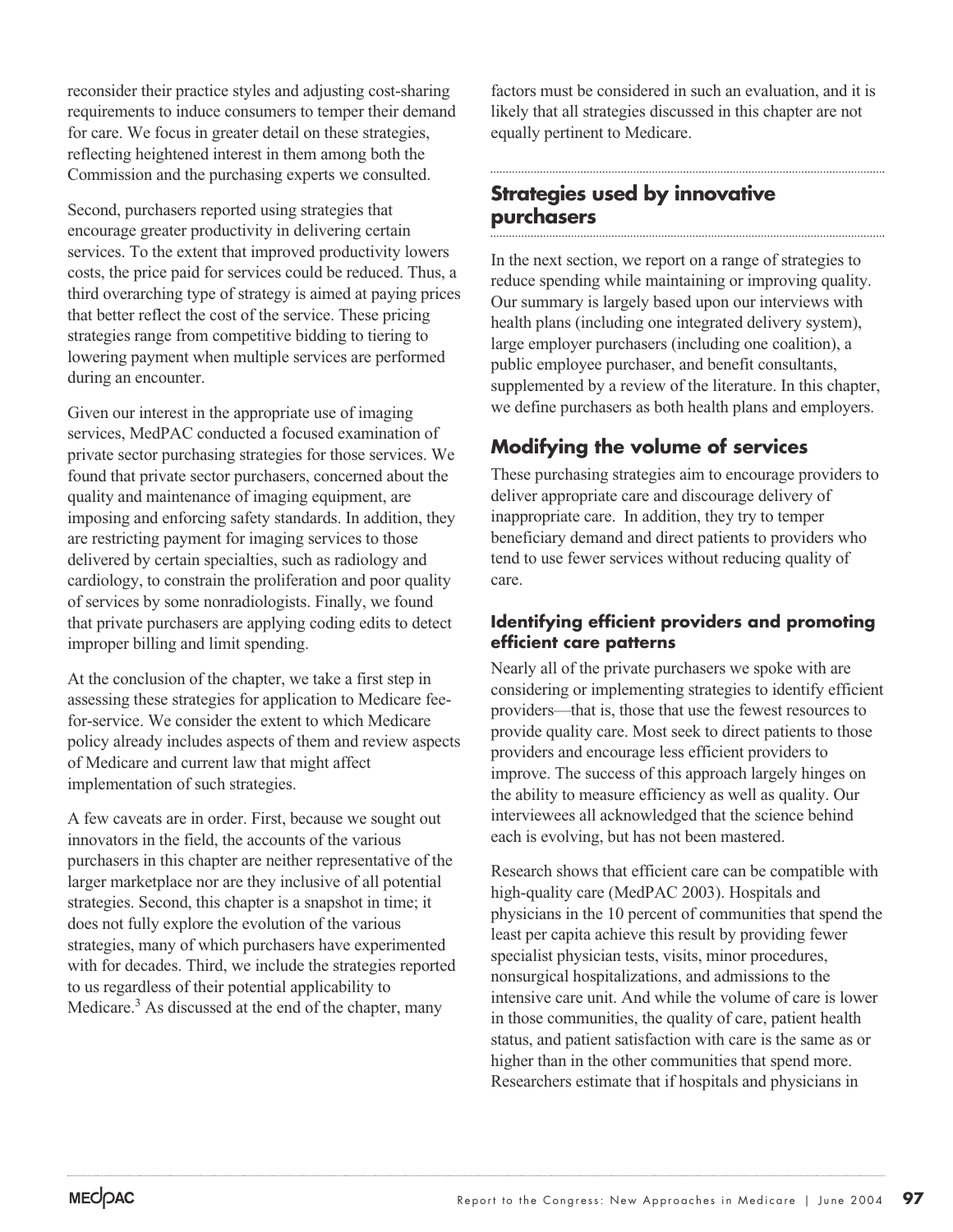reconsider their practice styles and adjusting cost-sharing requirements to induce consumers to temper their demand for care. We focus in greater detail on these strategies, reflecting heightened interest in them among both the Commission and the purchasing experts we consulted.

Second, purchasers reported using strategies that encourage greater productivity in delivering certain services. To the extent that improved productivity lowers costs, the price paid for services could be reduced. Thus, a third overarching type of strategy is aimed at paying prices that better reflect the cost of the service. These pricing strategies range from competitive bidding to tiering to lowering payment when multiple services are performed during an encounter.

Given our interest in the appropriate use of imaging services, MedPAC conducted a focused examination of private sector purchasing strategies for those services. We found that private sector purchasers, concerned about the quality and maintenance of imaging equipment, are imposing and enforcing safety standards. In addition, they are restricting payment for imaging services to those delivered by certain specialties, such as radiology and cardiology, to constrain the proliferation and poor quality of services by some nonradiologists. Finally, we found that private purchasers are applying coding edits to detect improper billing and limit spending.

At the conclusion of the chapter, we take a first step in assessing these strategies for application to Medicare fee-for-service. We consider the extent to which Medicare policy already includes aspects of them and review aspects of Medicare and current law that might affect implementation of such strategies.

A few caveats are in order. First, because we sought out innovators in the field, the accounts of the various purchasers in this chapter are neither representative of the larger marketplace nor are they inclusive of all potential strategies. Second, this chapter is a snapshot in time; it does not fully explore the evolution of the various strategies, many of which purchasers have experimented with for decades. Third, we include the strategies reported to us regardless of their potential applicability to Medicare.[3] As discussed at the end of the chapter, many factors must be considered in such an evaluation, and it is likely that all strategies discussed in this chapter are not equally pertinent to Medicare.

## Strategies used by innovative purchasers

In the next section, we report on a range of strategies to reduce spending while maintaining or improving quality. Our summary is largely based upon our interviews with health plans (including one integrated delivery system), large employer purchasers (including one coalition), a public employee purchaser, and benefit consultants, supplemented by a review of the literature. In this chapter, we define purchasers as both health plans and employers.

## Modifying the volume of services

These purchasing strategies aim to encourage providers to deliver appropriate care and discourage delivery of inappropriate care. In addition, they try to temper beneficiary demand and direct patients to providers who tend to use fewer services without reducing quality of care.

### Identifying efficient providers and promoting efficient care patterns

Nearly all of the private purchasers we spoke with are considering or implementing strategies to identify efficient providers—that is, those that use the fewest resources to provide quality care. Most seek to direct patients to those providers and encourage less efficient providers to improve. The success of this approach largely hinges on the ability to measure efficiency as well as quality. Our interviewees all acknowledged that the science behind each is evolving, but has not been mastered.

Research shows that efficient care can be compatible with high-quality care (MedPAC 2003). Hospitals and physicians in the 10 percent of communities that spend the least per capita achieve this result by providing fewer specialist physician tests, visits, minor procedures, nonsurgical hospitalizations, and admissions to the intensive care unit. And while the volume of care is lower in those communities, the quality of care, patient health status, and patient satisfaction with care is the same as or higher than in the other communities that spend more. Researchers estimate that if hospitals and physicians in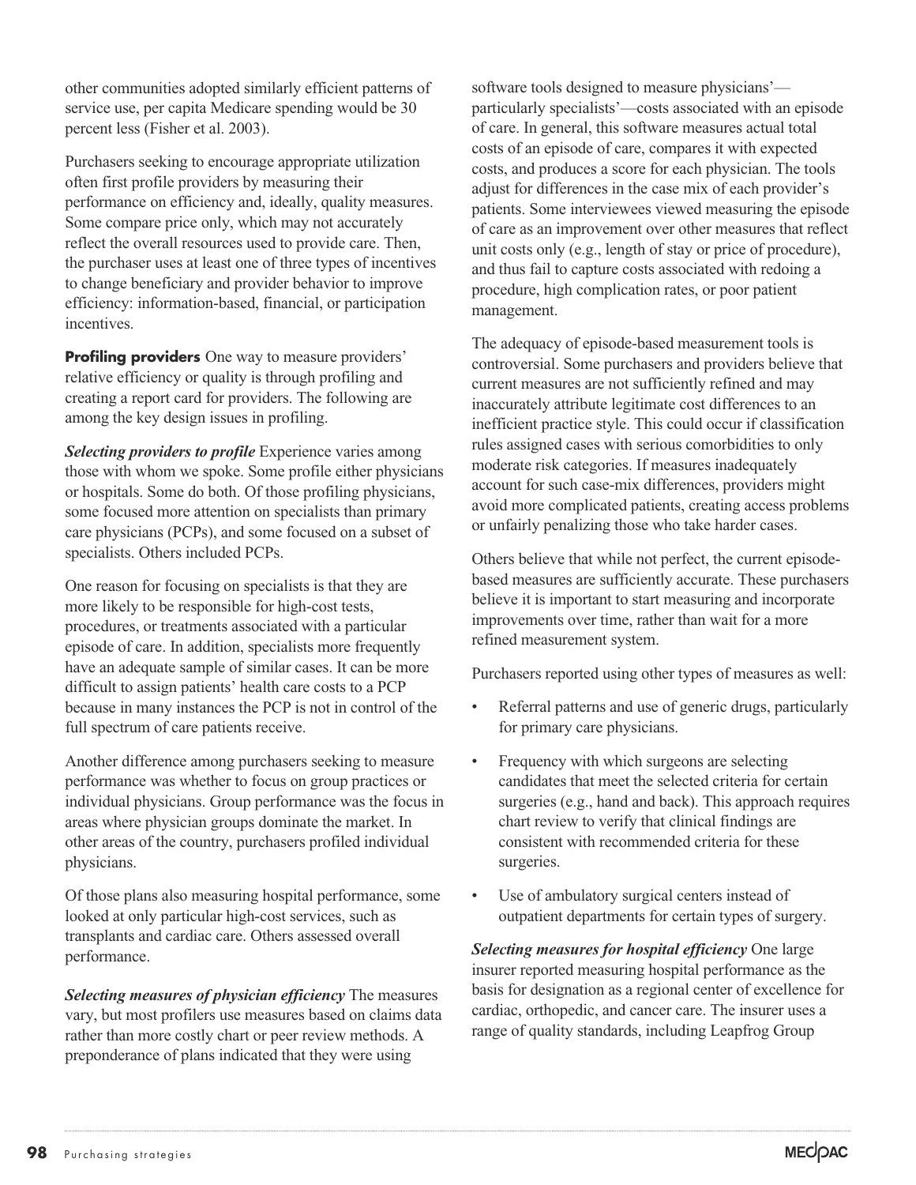other communities adopted similarly efficient patterns of service use, per capita Medicare spending would be 30 percent less (Fisher et al. 2003).

Purchasers seeking to encourage appropriate utilization often first profile providers by measuring their performance on efficiency and, ideally, quality measures. Some compare price only, which may not accurately reflect the overall resources used to provide care. Then, the purchaser uses at least one of three types of incentives to change beneficiary and provider behavior to improve efficiency: information-based, financial, or participation incentives.

**Profiling providers** One way to measure providers' relative efficiency or quality is through profiling and creating a report card for providers. The following are among the key design issues in profiling.

***Selecting providers to profile*** Experience varies among those with whom we spoke. Some profile either physicians or hospitals. Some do both. Of those profiling physicians, some focused more attention on specialists than primary care physicians (PCPs), and some focused on a subset of specialists. Others included PCPs.

One reason for focusing on specialists is that they are more likely to be responsible for high-cost tests, procedures, or treatments associated with a particular episode of care. In addition, specialists more frequently have an adequate sample of similar cases. It can be more difficult to assign patients' health care costs to a PCP because in many instances the PCP is not in control of the full spectrum of care patients receive.

Another difference among purchasers seeking to measure performance was whether to focus on group practices or individual physicians. Group performance was the focus in areas where physician groups dominate the market. In other areas of the country, purchasers profiled individual physicians.

Of those plans also measuring hospital performance, some looked at only particular high-cost services, such as transplants and cardiac care. Others assessed overall performance.

***Selecting measures of physician efficiency*** The measures vary, but most profilers use measures based on claims data rather than more costly chart or peer review methods. A preponderance of plans indicated that they were using software tools designed to measure physicians'—particularly specialists'—costs associated with an episode of care. In general, this software measures actual total costs of an episode of care, compares it with expected costs, and produces a score for each physician. The tools adjust for differences in the case mix of each provider's patients. Some interviewees viewed measuring the episode of care as an improvement over other measures that reflect unit costs only (e.g., length of stay or price of procedure), and thus fail to capture costs associated with redoing a procedure, high complication rates, or poor patient management.

The adequacy of episode-based measurement tools is controversial. Some purchasers and providers believe that current measures are not sufficiently refined and may inaccurately attribute legitimate cost differences to an inefficient practice style. This could occur if classification rules assigned cases with serious comorbidities to only moderate risk categories. If measures inadequately account for such case-mix differences, providers might avoid more complicated patients, creating access problems or unfairly penalizing those who take harder cases.

Others believe that while not perfect, the current episode-based measures are sufficiently accurate. These purchasers believe it is important to start measuring and incorporate improvements over time, rather than wait for a more refined measurement system.

Purchasers reported using other types of measures as well:

- Referral patterns and use of generic drugs, particularly for primary care physicians.
- Frequency with which surgeons are selecting candidates that meet the selected criteria for certain surgeries (e.g., hand and back). This approach requires chart review to verify that clinical findings are consistent with recommended criteria for these surgeries.
- Use of ambulatory surgical centers instead of outpatient departments for certain types of surgery.

***Selecting measures for hospital efficiency*** One large insurer reported measuring hospital performance as the basis for designation as a regional center of excellence for cardiac, orthopedic, and cancer care. The insurer uses a range of quality standards, including Leapfrog Group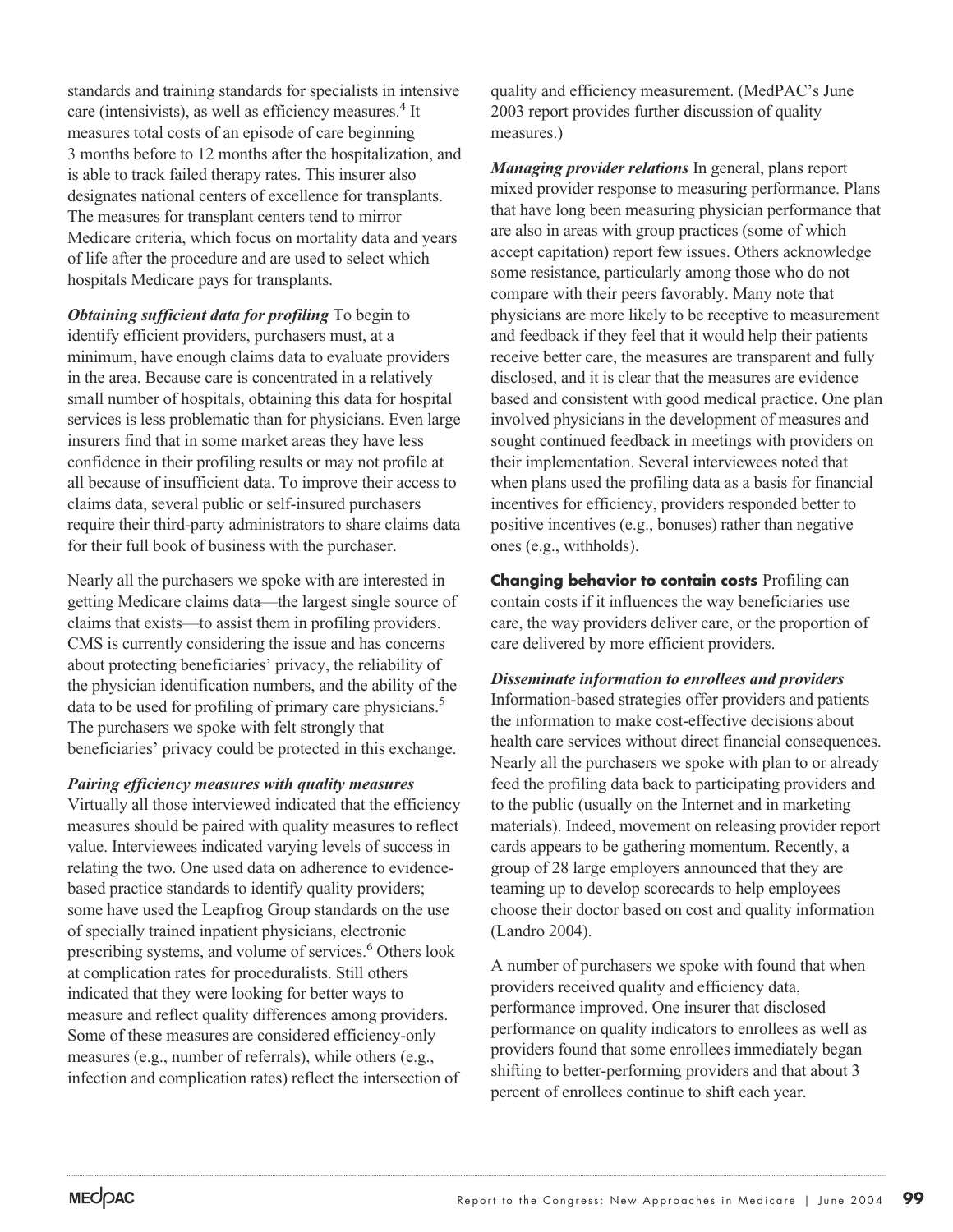standards and training standards for specialists in intensive care (intensivists), as well as efficiency measures.[4] It measures total costs of an episode of care beginning 3 months before to 12 months after the hospitalization, and is able to track failed therapy rates. This insurer also designates national centers of excellence for transplants. The measures for transplant centers tend to mirror Medicare criteria, which focus on mortality data and years of life after the procedure and are used to select which hospitals Medicare pays for transplants.

***Obtaining sufficient data for profiling*** To begin to identify efficient providers, purchasers must, at a minimum, have enough claims data to evaluate providers in the area. Because care is concentrated in a relatively small number of hospitals, obtaining this data for hospital services is less problematic than for physicians. Even large insurers find that in some market areas they have less confidence in their profiling results or may not profile at all because of insufficient data. To improve their access to claims data, several public or self-insured purchasers require their third-party administrators to share claims data for their full book of business with the purchaser.

Nearly all the purchasers we spoke with are interested in getting Medicare claims data—the largest single source of claims that exists—to assist them in profiling providers. CMS is currently considering the issue and has concerns about protecting beneficiaries' privacy, the reliability of the physician identification numbers, and the ability of the data to be used for profiling of primary care physicians.[5] The purchasers we spoke with felt strongly that beneficiaries' privacy could be protected in this exchange.

***Pairing efficiency measures with quality measures*** Virtually all those interviewed indicated that the efficiency measures should be paired with quality measures to reflect value. Interviewees indicated varying levels of success in relating the two. One used data on adherence to evidence-based practice standards to identify quality providers; some have used the Leapfrog Group standards on the use of specially trained inpatient physicians, electronic prescribing systems, and volume of services.[6] Others look at complication rates for proceduralists. Still others indicated that they were looking for better ways to measure and reflect quality differences among providers. Some of these measures are considered efficiency-only measures (e.g., number of referrals), while others (e.g., infection and complication rates) reflect the intersection of quality and efficiency measurement. (MedPAC's June 2003 report provides further discussion of quality measures.)

***Managing provider relations*** In general, plans report mixed provider response to measuring performance. Plans that have long been measuring physician performance that are also in areas with group practices (some of which accept capitation) report few issues. Others acknowledge some resistance, particularly among those who do not compare with their peers favorably. Many note that physicians are more likely to be receptive to measurement and feedback if they feel that it would help their patients receive better care, the measures are transparent and fully disclosed, and it is clear that the measures are evidence based and consistent with good medical practice. One plan involved physicians in the development of measures and sought continued feedback in meetings with providers on their implementation. Several interviewees noted that when plans used the profiling data as a basis for financial incentives for efficiency, providers responded better to positive incentives (e.g., bonuses) rather than negative ones (e.g., withholds).

**Changing behavior to contain costs** Profiling can contain costs if it influences the way beneficiaries use care, the way providers deliver care, or the proportion of care delivered by more efficient providers.

***Disseminate information to enrollees and providers*** Information-based strategies offer providers and patients the information to make cost-effective decisions about health care services without direct financial consequences. Nearly all the purchasers we spoke with plan to or already feed the profiling data back to participating providers and to the public (usually on the Internet and in marketing materials). Indeed, movement on releasing provider report cards appears to be gathering momentum. Recently, a group of 28 large employers announced that they are teaming up to develop scorecards to help employees choose their doctor based on cost and quality information (Landro 2004).

A number of purchasers we spoke with found that when providers received quality and efficiency data, performance improved. One insurer that disclosed performance on quality indicators to enrollees as well as providers found that some enrollees immediately began shifting to better-performing providers and that about 3 percent of enrollees continue to shift each year.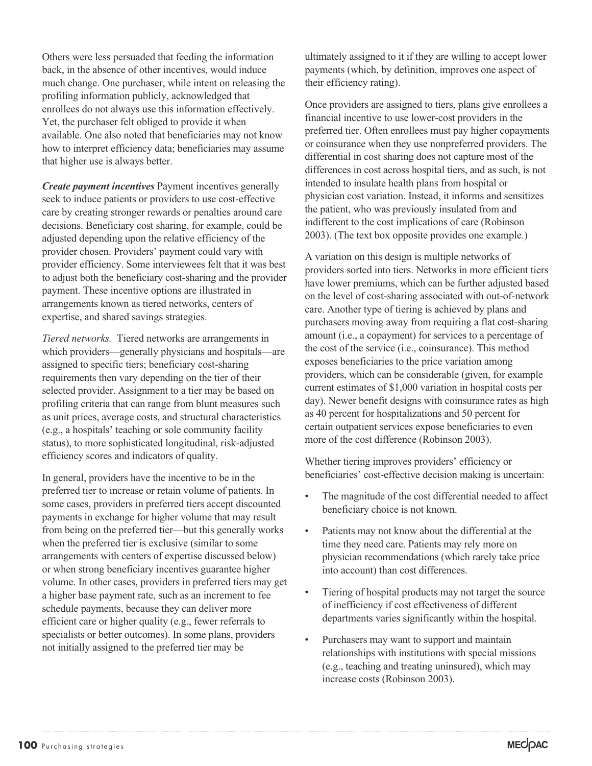Others were less persuaded that feeding the information back, in the absence of other incentives, would induce much change. One purchaser, while intent on releasing the profiling information publicly, acknowledged that enrollees do not always use this information effectively. Yet, the purchaser felt obliged to provide it when available. One also noted that beneficiaries may not know how to interpret efficiency data; beneficiaries may assume that higher use is always better.

***Create payment incentives*** Payment incentives generally seek to induce patients or providers to use cost-effective care by creating stronger rewards or penalties around care decisions. Beneficiary cost sharing, for example, could be adjusted depending upon the relative efficiency of the provider chosen. Providers' payment could vary with provider efficiency. Some interviewees felt that it was best to adjust both the beneficiary cost-sharing and the provider payment. These incentive options are illustrated in arrangements known as tiered networks, centers of expertise, and shared savings strategies.

*Tiered networks.* Tiered networks are arrangements in which providers—generally physicians and hospitals—are assigned to specific tiers; beneficiary cost-sharing requirements then vary depending on the tier of their selected provider. Assignment to a tier may be based on profiling criteria that can range from blunt measures such as unit prices, average costs, and structural characteristics (e.g., a hospitals' teaching or sole community facility status), to more sophisticated longitudinal, risk-adjusted efficiency scores and indicators of quality.

In general, providers have the incentive to be in the preferred tier to increase or retain volume of patients. In some cases, providers in preferred tiers accept discounted payments in exchange for higher volume that may result from being on the preferred tier—but this generally works when the preferred tier is exclusive (similar to some arrangements with centers of expertise discussed below) or when strong beneficiary incentives guarantee higher volume. In other cases, providers in preferred tiers may get a higher base payment rate, such as an increment to fee schedule payments, because they can deliver more efficient care or higher quality (e.g., fewer referrals to specialists or better outcomes). In some plans, providers not initially assigned to the preferred tier may be ultimately assigned to it if they are willing to accept lower payments (which, by definition, improves one aspect of their efficiency rating).

Once providers are assigned to tiers, plans give enrollees a financial incentive to use lower-cost providers in the preferred tier. Often enrollees must pay higher copayments or coinsurance when they use nonpreferred providers. The differential in cost sharing does not capture most of the differences in cost across hospital tiers, and as such, is not intended to insulate health plans from hospital or physician cost variation. Instead, it informs and sensitizes the patient, who was previously insulated from and indifferent to the cost implications of care (Robinson 2003). (The text box opposite provides one example.)

A variation on this design is multiple networks of providers sorted into tiers. Networks in more efficient tiers have lower premiums, which can be further adjusted based on the level of cost-sharing associated with out-of-network care. Another type of tiering is achieved by plans and purchasers moving away from requiring a flat cost-sharing amount (i.e., a copayment) for services to a percentage of the cost of the service (i.e., coinsurance). This method exposes beneficiaries to the price variation among providers, which can be considerable (given, for example current estimates of $1,000 variation in hospital costs per day). Newer benefit designs with coinsurance rates as high as 40 percent for hospitalizations and 50 percent for certain outpatient services expose beneficiaries to even more of the cost difference (Robinson 2003).

Whether tiering improves providers' efficiency or beneficiaries' cost-effective decision making is uncertain:

- The magnitude of the cost differential needed to affect beneficiary choice is not known.
- Patients may not know about the differential at the time they need care. Patients may rely more on physician recommendations (which rarely take price into account) than cost differences.
- Tiering of hospital products may not target the source of inefficiency if cost effectiveness of different departments varies significantly within the hospital.
- Purchasers may want to support and maintain relationships with institutions with special missions (e.g., teaching and treating uninsured), which may increase costs (Robinson 2003).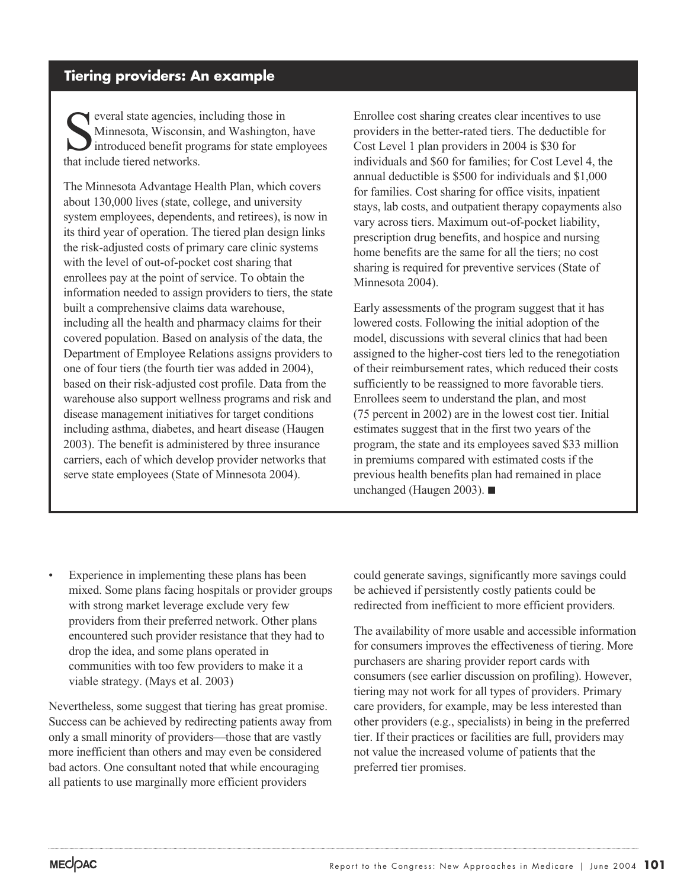## Tiering providers: An example

Several state agencies, including those in Minnesota, Wisconsin, and Washington, have introduced benefit programs for state employees that include tiered networks.

The Minnesota Advantage Health Plan, which covers about 130,000 lives (state, college, and university system employees, dependents, and retirees), is now in its third year of operation. The tiered plan design links the risk-adjusted costs of primary care clinic systems with the level of out-of-pocket cost sharing that enrollees pay at the point of service. To obtain the information needed to assign providers to tiers, the state built a comprehensive claims data warehouse, including all the health and pharmacy claims for their covered population. Based on analysis of the data, the Department of Employee Relations assigns providers to one of four tiers (the fourth tier was added in 2004), based on their risk-adjusted cost profile. Data from the warehouse also support wellness programs and risk and disease management initiatives for target conditions including asthma, diabetes, and heart disease (Haugen 2003). The benefit is administered by three insurance carriers, each of which develop provider networks that serve state employees (State of Minnesota 2004).

Enrollee cost sharing creates clear incentives to use providers in the better-rated tiers. The deductible for Cost Level 1 plan providers in 2004 is $30 for individuals and $60 for families; for Cost Level 4, the annual deductible is $500 for individuals and $1,000 for families. Cost sharing for office visits, inpatient stays, lab costs, and outpatient therapy copayments also vary across tiers. Maximum out-of-pocket liability, prescription drug benefits, and hospice and nursing home benefits are the same for all the tiers; no cost sharing is required for preventive services (State of Minnesota 2004).

Early assessments of the program suggest that it has lowered costs. Following the initial adoption of the model, discussions with several clinics that had been assigned to the higher-cost tiers led to the renegotiation of their reimbursement rates, which reduced their costs sufficiently to be reassigned to more favorable tiers. Enrollees seem to understand the plan, and most (75 percent in 2002) are in the lowest cost tier. Initial estimates suggest that in the first two years of the program, the state and its employees saved $33 million in premiums compared with estimated costs if the previous health benefits plan had remained in place unchanged (Haugen 2003). ■

- Experience in implementing these plans has been mixed. Some plans facing hospitals or provider groups with strong market leverage exclude very few providers from their preferred network. Other plans encountered such provider resistance that they had to drop the idea, and some plans operated in communities with too few providers to make it a viable strategy. (Mays et al. 2003)

Nevertheless, some suggest that tiering has great promise. Success can be achieved by redirecting patients away from only a small minority of providers—those that are vastly more inefficient than others and may even be considered bad actors. One consultant noted that while encouraging all patients to use marginally more efficient providers could generate savings, significantly more savings could be achieved if persistently costly patients could be redirected from inefficient to more efficient providers.

The availability of more usable and accessible information for consumers improves the effectiveness of tiering. More purchasers are sharing provider report cards with consumers (see earlier discussion on profiling). However, tiering may not work for all types of providers. Primary care providers, for example, may be less interested than other providers (e.g., specialists) in being in the preferred tier. If their practices or facilities are full, providers may not value the increased volume of patients that the preferred tier promises.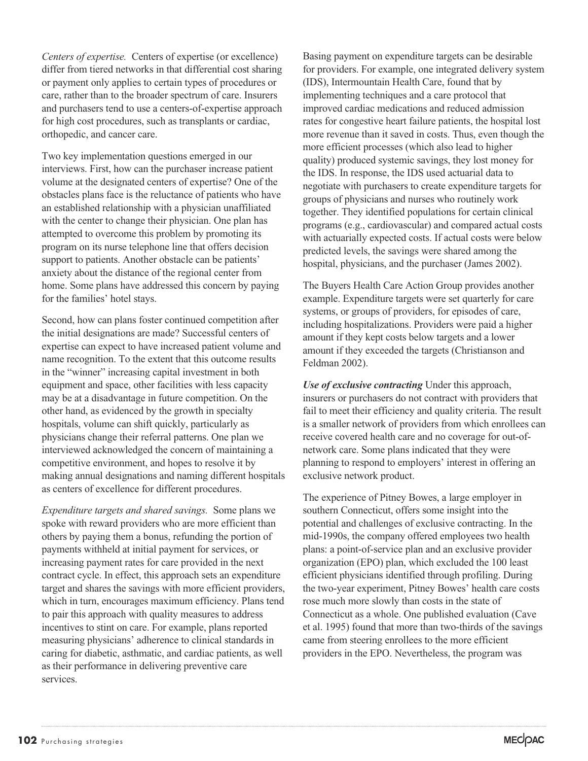*Centers of expertise.* Centers of expertise (or excellence) differ from tiered networks in that differential cost sharing or payment only applies to certain types of procedures or care, rather than to the broader spectrum of care. Insurers and purchasers tend to use a centers-of-expertise approach for high cost procedures, such as transplants or cardiac, orthopedic, and cancer care.

Two key implementation questions emerged in our interviews. First, how can the purchaser increase patient volume at the designated centers of expertise? One of the obstacles plans face is the reluctance of patients who have an established relationship with a physician unaffiliated with the center to change their physician. One plan has attempted to overcome this problem by promoting its program on its nurse telephone line that offers decision support to patients. Another obstacle can be patients' anxiety about the distance of the regional center from home. Some plans have addressed this concern by paying for the families' hotel stays.

Second, how can plans foster continued competition after the initial designations are made? Successful centers of expertise can expect to have increased patient volume and name recognition. To the extent that this outcome results in the "winner" increasing capital investment in both equipment and space, other facilities with less capacity may be at a disadvantage in future competition. On the other hand, as evidenced by the growth in specialty hospitals, volume can shift quickly, particularly as physicians change their referral patterns. One plan we interviewed acknowledged the concern of maintaining a competitive environment, and hopes to resolve it by making annual designations and naming different hospitals as centers of excellence for different procedures.

*Expenditure targets and shared savings.* Some plans we spoke with reward providers who are more efficient than others by paying them a bonus, refunding the portion of payments withheld at initial payment for services, or increasing payment rates for care provided in the next contract cycle. In effect, this approach sets an expenditure target and shares the savings with more efficient providers, which in turn, encourages maximum efficiency. Plans tend to pair this approach with quality measures to address incentives to stint on care. For example, plans reported measuring physicians' adherence to clinical standards in caring for diabetic, asthmatic, and cardiac patients, as well as their performance in delivering preventive care services.

Basing payment on expenditure targets can be desirable for providers. For example, one integrated delivery system (IDS), Intermountain Health Care, found that by implementing techniques and a care protocol that improved cardiac medications and reduced admission rates for congestive heart failure patients, the hospital lost more revenue than it saved in costs. Thus, even though the more efficient processes (which also lead to higher quality) produced systemic savings, they lost money for the IDS. In response, the IDS used actuarial data to negotiate with purchasers to create expenditure targets for groups of physicians and nurses who routinely work together. They identified populations for certain clinical programs (e.g., cardiovascular) and compared actual costs with actuarially expected costs. If actual costs were below predicted levels, the savings were shared among the hospital, physicians, and the purchaser (James 2002).

The Buyers Health Care Action Group provides another example. Expenditure targets were set quarterly for care systems, or groups of providers, for episodes of care, including hospitalizations. Providers were paid a higher amount if they kept costs below targets and a lower amount if they exceeded the targets (Christianson and Feldman 2002).

***Use of exclusive contracting*** Under this approach, insurers or purchasers do not contract with providers that fail to meet their efficiency and quality criteria. The result is a smaller network of providers from which enrollees can receive covered health care and no coverage for out-of-network care. Some plans indicated that they were planning to respond to employers' interest in offering an exclusive network product.

The experience of Pitney Bowes, a large employer in southern Connecticut, offers some insight into the potential and challenges of exclusive contracting. In the mid-1990s, the company offered employees two health plans: a point-of-service plan and an exclusive provider organization (EPO) plan, which excluded the 100 least efficient physicians identified through profiling. During the two-year experiment, Pitney Bowes' health care costs rose much more slowly than costs in the state of Connecticut as a whole. One published evaluation (Cave et al. 1995) found that more than two-thirds of the savings came from steering enrollees to the more efficient providers in the EPO. Nevertheless, the program was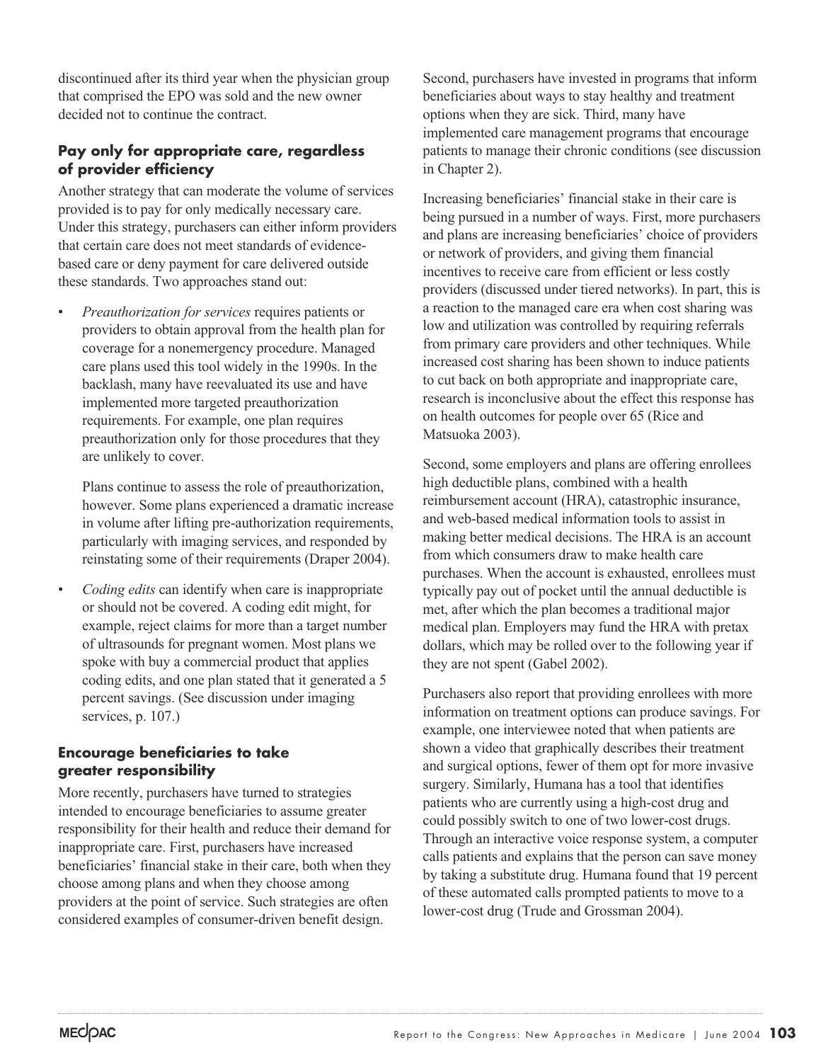discontinued after its third year when the physician group that comprised the EPO was sold and the new owner decided not to continue the contract.

### Pay only for appropriate care, regardless of provider efficiency

Another strategy that can moderate the volume of services provided is to pay for only medically necessary care. Under this strategy, purchasers can either inform providers that certain care does not meet standards of evidence-based care or deny payment for care delivered outside these standards. Two approaches stand out:

- *Preauthorization for services* requires patients or providers to obtain approval from the health plan for coverage for a nonemergency procedure. Managed care plans used this tool widely in the 1990s. In the backlash, many have reevaluated its use and have implemented more targeted preauthorization requirements. For example, one plan requires preauthorization only for those procedures that they are unlikely to cover.

  Plans continue to assess the role of preauthorization, however. Some plans experienced a dramatic increase in volume after lifting pre-authorization requirements, particularly with imaging services, and responded by reinstating some of their requirements (Draper 2004).

- *Coding edits* can identify when care is inappropriate or should not be covered. A coding edit might, for example, reject claims for more than a target number of ultrasounds for pregnant women. Most plans we spoke with buy a commercial product that applies coding edits, and one plan stated that it generated a 5 percent savings. (See discussion under imaging services, p. 107.)

### Encourage beneficiaries to take greater responsibility

More recently, purchasers have turned to strategies intended to encourage beneficiaries to assume greater responsibility for their health and reduce their demand for inappropriate care. First, purchasers have increased beneficiaries' financial stake in their care, both when they choose among plans and when they choose among providers at the point of service. Such strategies are often considered examples of consumer-driven benefit design. Second, purchasers have invested in programs that inform beneficiaries about ways to stay healthy and treatment options when they are sick. Third, many have implemented care management programs that encourage patients to manage their chronic conditions (see discussion in Chapter 2).

Increasing beneficiaries' financial stake in their care is being pursued in a number of ways. First, more purchasers and plans are increasing beneficiaries' choice of providers or network of providers, and giving them financial incentives to receive care from efficient or less costly providers (discussed under tiered networks). In part, this is a reaction to the managed care era when cost sharing was low and utilization was controlled by requiring referrals from primary care providers and other techniques. While increased cost sharing has been shown to induce patients to cut back on both appropriate and inappropriate care, research is inconclusive about the effect this response has on health outcomes for people over 65 (Rice and Matsuoka 2003).

Second, some employers and plans are offering enrollees high deductible plans, combined with a health reimbursement account (HRA), catastrophic insurance, and web-based medical information tools to assist in making better medical decisions. The HRA is an account from which consumers draw to make health care purchases. When the account is exhausted, enrollees must typically pay out of pocket until the annual deductible is met, after which the plan becomes a traditional major medical plan. Employers may fund the HRA with pretax dollars, which may be rolled over to the following year if they are not spent (Gabel 2002).

Purchasers also report that providing enrollees with more information on treatment options can produce savings. For example, one interviewee noted that when patients are shown a video that graphically describes their treatment and surgical options, fewer of them opt for more invasive surgery. Similarly, Humana has a tool that identifies patients who are currently using a high-cost drug and could possibly switch to one of two lower-cost drugs. Through an interactive voice response system, a computer calls patients and explains that the person can save money by taking a substitute drug. Humana found that 19 percent of these automated calls prompted patients to move to a lower-cost drug (Trude and Grossman 2004).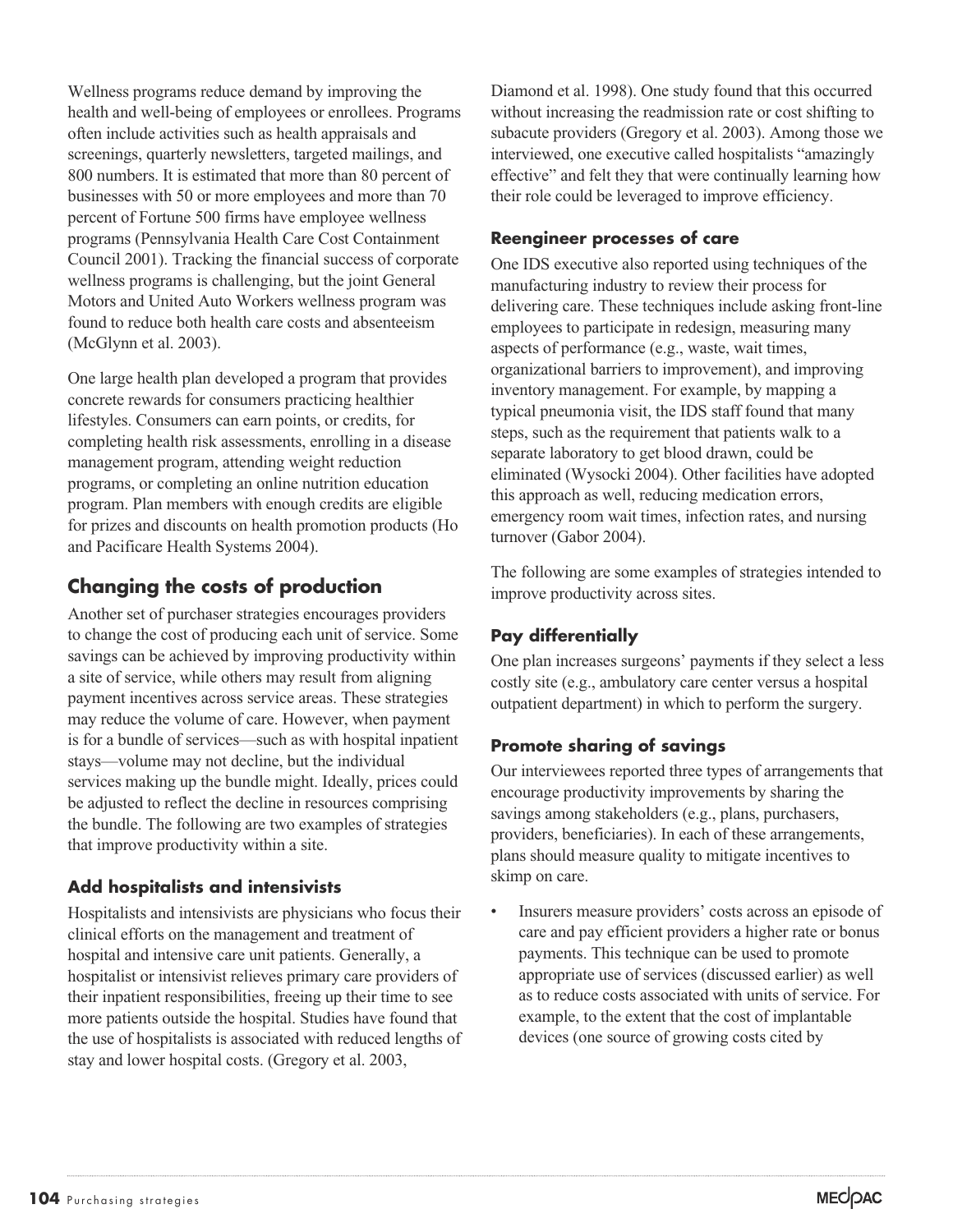Wellness programs reduce demand by improving the health and well-being of employees or enrollees. Programs often include activities such as health appraisals and screenings, quarterly newsletters, targeted mailings, and 800 numbers. It is estimated that more than 80 percent of businesses with 50 or more employees and more than 70 percent of Fortune 500 firms have employee wellness programs (Pennsylvania Health Care Cost Containment Council 2001). Tracking the financial success of corporate wellness programs is challenging, but the joint General Motors and United Auto Workers wellness program was found to reduce both health care costs and absenteeism (McGlynn et al. 2003).

One large health plan developed a program that provides concrete rewards for consumers practicing healthier lifestyles. Consumers can earn points, or credits, for completing health risk assessments, enrolling in a disease management program, attending weight reduction programs, or completing an online nutrition education program. Plan members with enough credits are eligible for prizes and discounts on health promotion products (Ho and Pacificare Health Systems 2004).

## Changing the costs of production

Another set of purchaser strategies encourages providers to change the cost of producing each unit of service. Some savings can be achieved by improving productivity within a site of service, while others may result from aligning payment incentives across service areas. These strategies may reduce the volume of care. However, when payment is for a bundle of services—such as with hospital inpatient stays—volume may not decline, but the individual services making up the bundle might. Ideally, prices could be adjusted to reflect the decline in resources comprising the bundle. The following are two examples of strategies that improve productivity within a site.

### Add hospitalists and intensivists

Hospitalists and intensivists are physicians who focus their clinical efforts on the management and treatment of hospital and intensive care unit patients. Generally, a hospitalist or intensivist relieves primary care providers of their inpatient responsibilities, freeing up their time to see more patients outside the hospital. Studies have found that the use of hospitalists is associated with reduced lengths of stay and lower hospital costs. (Gregory et al. 2003, Diamond et al. 1998). One study found that this occurred without increasing the readmission rate or cost shifting to subacute providers (Gregory et al. 2003). Among those we interviewed, one executive called hospitalists "amazingly effective" and felt they that were continually learning how their role could be leveraged to improve efficiency.

### Reengineer processes of care

One IDS executive also reported using techniques of the manufacturing industry to review their process for delivering care. These techniques include asking front-line employees to participate in redesign, measuring many aspects of performance (e.g., waste, wait times, organizational barriers to improvement), and improving inventory management. For example, by mapping a typical pneumonia visit, the IDS staff found that many steps, such as the requirement that patients walk to a separate laboratory to get blood drawn, could be eliminated (Wysocki 2004). Other facilities have adopted this approach as well, reducing medication errors, emergency room wait times, infection rates, and nursing turnover (Gabor 2004).

The following are some examples of strategies intended to improve productivity across sites.

### Pay differentially

One plan increases surgeons' payments if they select a less costly site (e.g., ambulatory care center versus a hospital outpatient department) in which to perform the surgery.

### Promote sharing of savings

Our interviewees reported three types of arrangements that encourage productivity improvements by sharing the savings among stakeholders (e.g., plans, purchasers, providers, beneficiaries). In each of these arrangements, plans should measure quality to mitigate incentives to skimp on care.

- Insurers measure providers' costs across an episode of care and pay efficient providers a higher rate or bonus payments. This technique can be used to promote appropriate use of services (discussed earlier) as well as to reduce costs associated with units of service. For example, to the extent that the cost of implantable devices (one source of growing costs cited by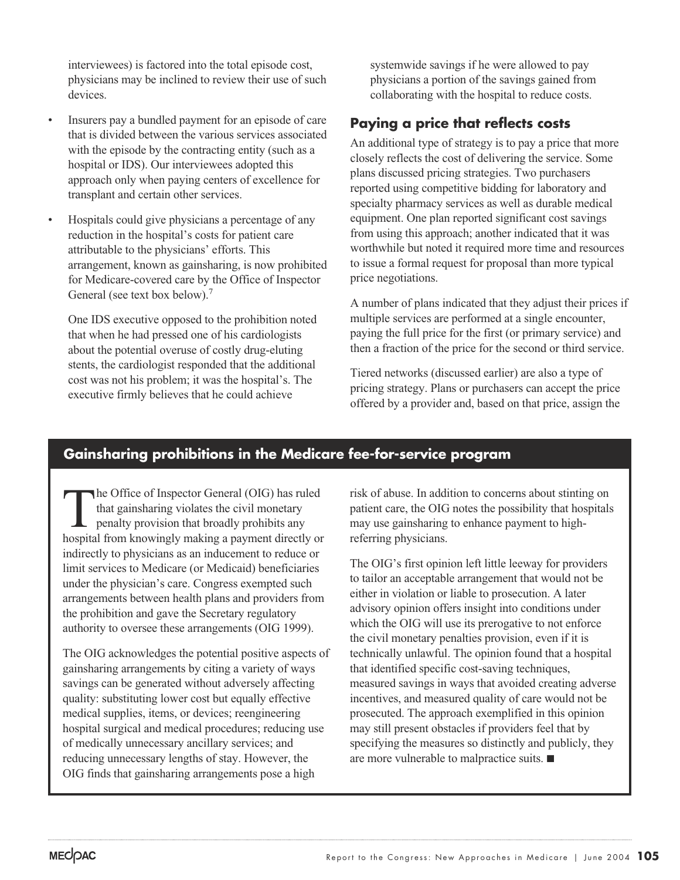interviewees) is factored into the total episode cost, physicians may be inclined to review their use of such devices.

- Insurers pay a bundled payment for an episode of care that is divided between the various services associated with the episode by the contracting entity (such as a hospital or IDS). Our interviewees adopted this approach only when paying centers of excellence for transplant and certain other services.
- Hospitals could give physicians a percentage of any reduction in the hospital's costs for patient care attributable to the physicians' efforts. This arrangement, known as gainsharing, is now prohibited for Medicare-covered care by the Office of Inspector General (see text box below).[7]

  One IDS executive opposed to the prohibition noted that when he had pressed one of his cardiologists about the potential overuse of costly drug-eluting stents, the cardiologist responded that the additional cost was not his problem; it was the hospital's. The executive firmly believes that he could achieve systemwide savings if he were allowed to pay physicians a portion of the savings gained from collaborating with the hospital to reduce costs.

## Paying a price that reflects costs

An additional type of strategy is to pay a price that more closely reflects the cost of delivering the service. Some plans discussed pricing strategies. Two purchasers reported using competitive bidding for laboratory and specialty pharmacy services as well as durable medical equipment. One plan reported significant cost savings from using this approach; another indicated that it was worthwhile but noted it required more time and resources to issue a formal request for proposal than more typical price negotiations.

A number of plans indicated that they adjust their prices if multiple services are performed at a single encounter, paying the full price for the first (or primary service) and then a fraction of the price for the second or third service.

Tiered networks (discussed earlier) are also a type of pricing strategy. Plans or purchasers can accept the price offered by a provider and, based on that price, assign the

### Gainsharing prohibitions in the Medicare fee-for-service program

The Office of Inspector General (OIG) has ruled that gainsharing violates the civil monetary penalty provision that broadly prohibits any hospital from knowingly making a payment directly or indirectly to physicians as an inducement to reduce or limit services to Medicare (or Medicaid) beneficiaries under the physician's care. Congress exempted such arrangements between health plans and providers from the prohibition and gave the Secretary regulatory authority to oversee these arrangements (OIG 1999).

The OIG acknowledges the potential positive aspects of gainsharing arrangements by citing a variety of ways savings can be generated without adversely affecting quality: substituting lower cost but equally effective medical supplies, items, or devices; reengineering hospital surgical and medical procedures; reducing use of medically unnecessary ancillary services; and reducing unnecessary lengths of stay. However, the OIG finds that gainsharing arrangements pose a high risk of abuse. In addition to concerns about stinting on patient care, the OIG notes the possibility that hospitals may use gainsharing to enhance payment to high-referring physicians.

The OIG's first opinion left little leeway for providers to tailor an acceptable arrangement that would not be either in violation or liable to prosecution. A later advisory opinion offers insight into conditions under which the OIG will use its prerogative to not enforce the civil monetary penalties provision, even if it is technically unlawful. The opinion found that a hospital that identified specific cost-saving techniques, measured savings in ways that avoided creating adverse incentives, and measured quality of care would not be prosecuted. The approach exemplified in this opinion may still present obstacles if providers feel that by specifying the measures so distinctly and publicly, they are more vulnerable to malpractice suits. ■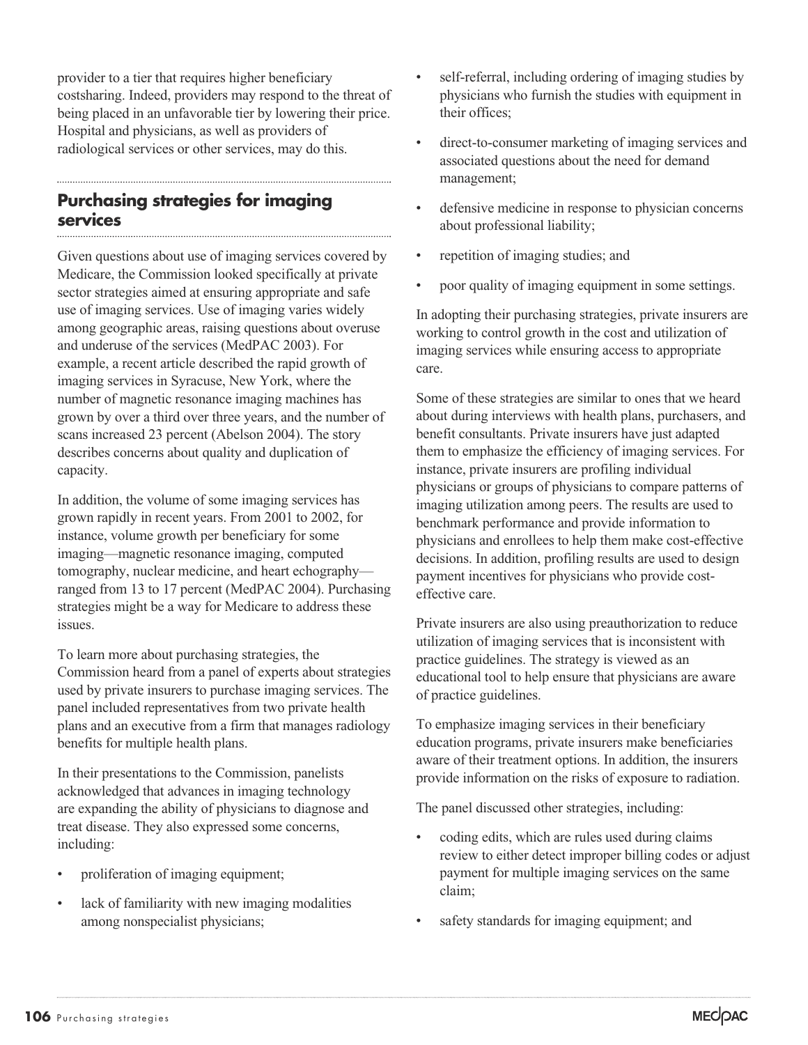provider to a tier that requires higher beneficiary costsharing. Indeed, providers may respond to the threat of being placed in an unfavorable tier by lowering their price. Hospital and physicians, as well as providers of radiological services or other services, may do this.

## Purchasing strategies for imaging services

Given questions about use of imaging services covered by Medicare, the Commission looked specifically at private sector strategies aimed at ensuring appropriate and safe use of imaging services. Use of imaging varies widely among geographic areas, raising questions about overuse and underuse of the services (MedPAC 2003). For example, a recent article described the rapid growth of imaging services in Syracuse, New York, where the number of magnetic resonance imaging machines has grown by over a third over three years, and the number of scans increased 23 percent (Abelson 2004). The story describes concerns about quality and duplication of capacity.

In addition, the volume of some imaging services has grown rapidly in recent years. From 2001 to 2002, for instance, volume growth per beneficiary for some imaging—magnetic resonance imaging, computed tomography, nuclear medicine, and heart echography—ranged from 13 to 17 percent (MedPAC 2004). Purchasing strategies might be a way for Medicare to address these issues.

To learn more about purchasing strategies, the Commission heard from a panel of experts about strategies used by private insurers to purchase imaging services. The panel included representatives from two private health plans and an executive from a firm that manages radiology benefits for multiple health plans.

In their presentations to the Commission, panelists acknowledged that advances in imaging technology are expanding the ability of physicians to diagnose and treat disease. They also expressed some concerns, including:

- proliferation of imaging equipment;
- lack of familiarity with new imaging modalities among nonspecialist physicians;
- self-referral, including ordering of imaging studies by physicians who furnish the studies with equipment in their offices;
- direct-to-consumer marketing of imaging services and associated questions about the need for demand management;
- defensive medicine in response to physician concerns about professional liability;
- repetition of imaging studies; and
- poor quality of imaging equipment in some settings.

In adopting their purchasing strategies, private insurers are working to control growth in the cost and utilization of imaging services while ensuring access to appropriate care.

Some of these strategies are similar to ones that we heard about during interviews with health plans, purchasers, and benefit consultants. Private insurers have just adapted them to emphasize the efficiency of imaging services. For instance, private insurers are profiling individual physicians or groups of physicians to compare patterns of imaging utilization among peers. The results are used to benchmark performance and provide information to physicians and enrollees to help them make cost-effective decisions. In addition, profiling results are used to design payment incentives for physicians who provide cost-effective care.

Private insurers are also using preauthorization to reduce utilization of imaging services that is inconsistent with practice guidelines. The strategy is viewed as an educational tool to help ensure that physicians are aware of practice guidelines.

To emphasize imaging services in their beneficiary education programs, private insurers make beneficiaries aware of their treatment options. In addition, the insurers provide information on the risks of exposure to radiation.

The panel discussed other strategies, including:

- coding edits, which are rules used during claims review to either detect improper billing codes or adjust payment for multiple imaging services on the same claim;
- safety standards for imaging equipment; and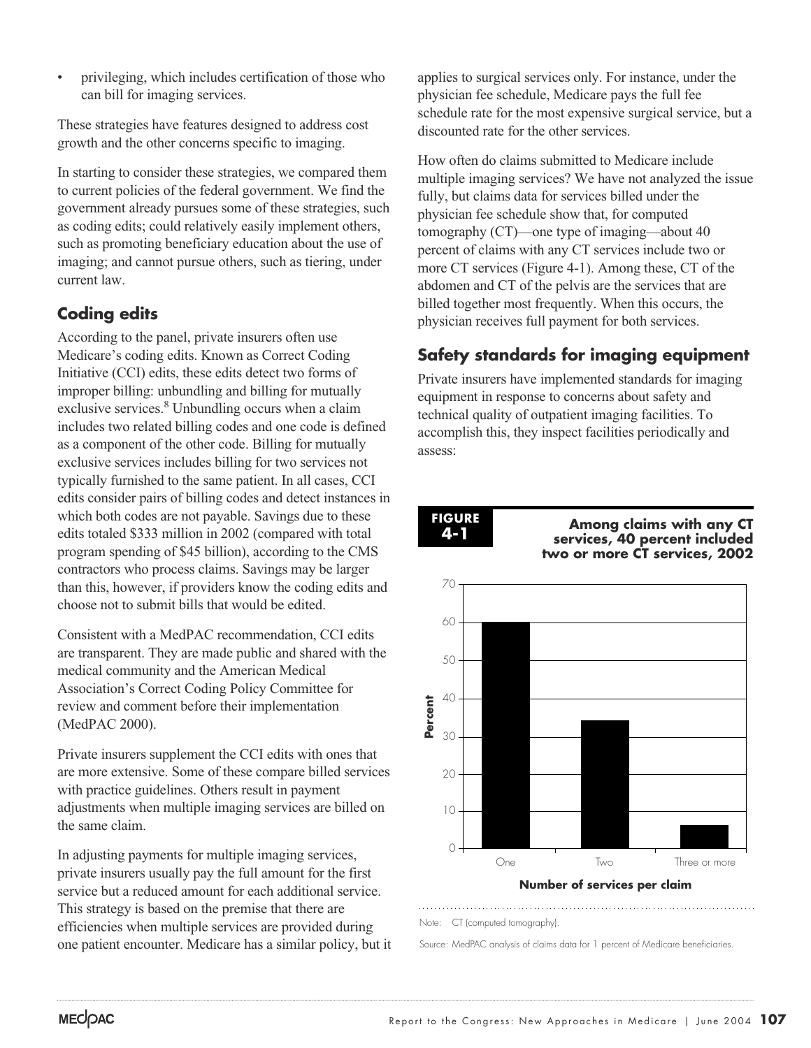- privileging, which includes certification of those who can bill for imaging services.

These strategies have features designed to address cost growth and the other concerns specific to imaging.

In starting to consider these strategies, we compared them to current policies of the federal government. We find the government already pursues some of these strategies, such as coding edits; could relatively easily implement others, such as promoting beneficiary education about the use of imaging; and cannot pursue others, such as tiering, under current law.

## Coding edits

According to the panel, private insurers often use Medicare's coding edits. Known as Correct Coding Initiative (CCI) edits, these edits detect two forms of improper billing: unbundling and billing for mutually exclusive services.[8] Unbundling occurs when a claim includes two related billing codes and one code is defined as a component of the other code. Billing for mutually exclusive services includes billing for two services not typically furnished to the same patient. In all cases, CCI edits consider pairs of billing codes and detect instances in which both codes are not payable. Savings due to these edits totaled $333 million in 2002 (compared with total program spending of $45 billion), according to the CMS contractors who process claims. Savings may be larger than this, however, if providers know the coding edits and choose not to submit bills that would be edited.

Consistent with a MedPAC recommendation, CCI edits are transparent. They are made public and shared with the medical community and the American Medical Association's Correct Coding Policy Committee for review and comment before their implementation (MedPAC 2000).

Private insurers supplement the CCI edits with ones that are more extensive. Some of these compare billed services with practice guidelines. Others result in payment adjustments when multiple imaging services are billed on the same claim.

In adjusting payments for multiple imaging services, private insurers usually pay the full amount for the first service but a reduced amount for each additional service. This strategy is based on the premise that there are efficiencies when multiple services are provided during one patient encounter. Medicare has a similar policy, but it applies to surgical services only. For instance, under the physician fee schedule, Medicare pays the full fee schedule rate for the most expensive surgical service, but a discounted rate for the other services.

How often do claims submitted to Medicare include multiple imaging services? We have not analyzed the issue fully, but claims data for services billed under the physician fee schedule show that, for computed tomography (CT)—one type of imaging—about 40 percent of claims with any CT services include two or more CT services (Figure 4-1). Among these, CT of the abdomen and CT of the pelvis are the services that are billed together most frequently. When this occurs, the physician receives full payment for both services.

## Safety standards for imaging equipment

Private insurers have implemented standards for imaging equipment in response to concerns about safety and technical quality of outpatient imaging facilities. To accomplish this, they inspect facilities periodically and assess:

**FIGURE 4-1**

**Among claims with any CT services, 40 percent included two or more CT services, 2002**

| Number of services per claim | Percent |
|---|---|
| One | 60 |
| Two | 34 |
| Three or more | 6 |

Note: CT (computed tomography).

Source: MedPAC analysis of claims data for 1 percent of Medicare beneficiaries.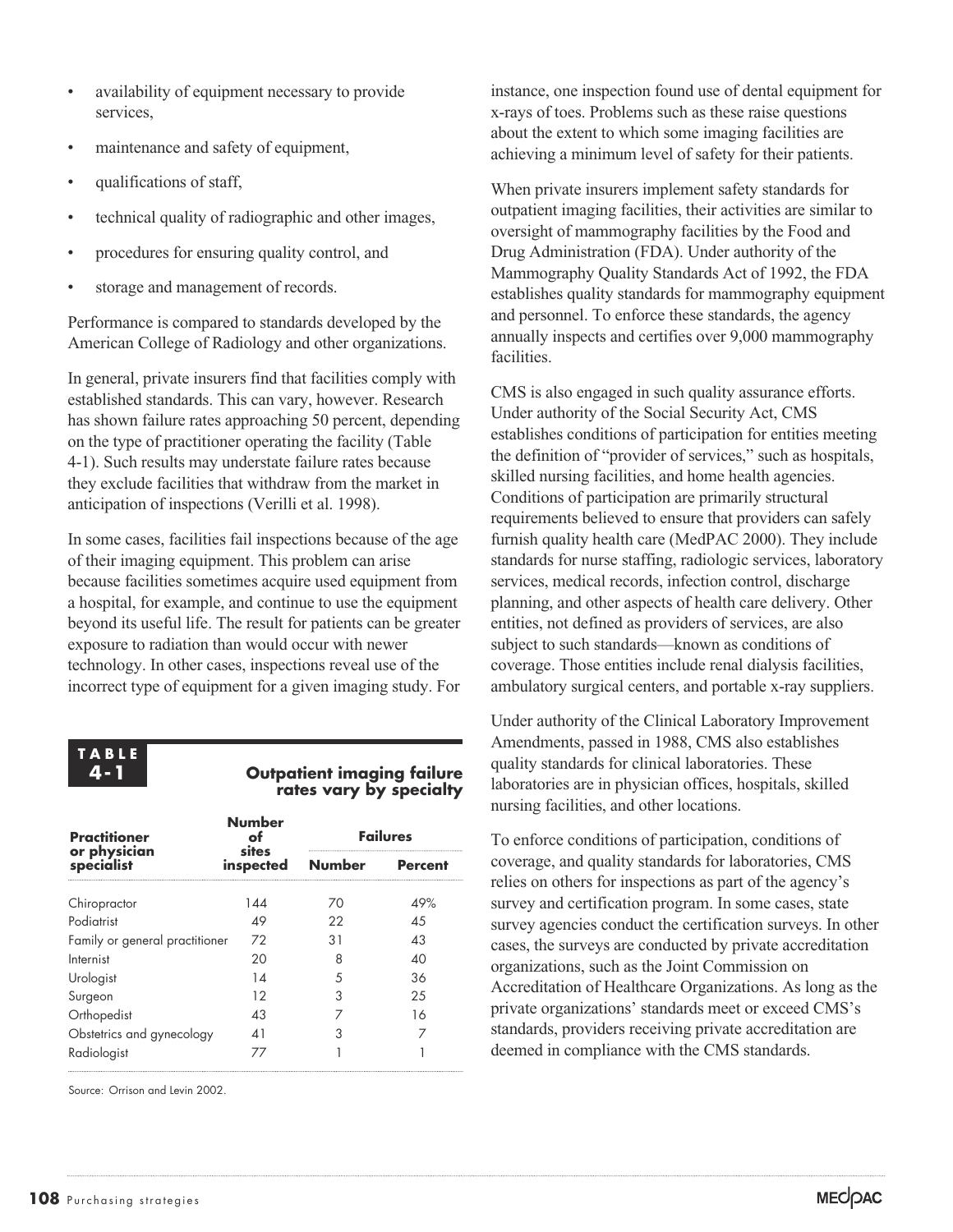- availability of equipment necessary to provide services,
- maintenance and safety of equipment,
- qualifications of staff,
- technical quality of radiographic and other images,
- procedures for ensuring quality control, and
- storage and management of records.

Performance is compared to standards developed by the American College of Radiology and other organizations.

In general, private insurers find that facilities comply with established standards. This can vary, however. Research has shown failure rates approaching 50 percent, depending on the type of practitioner operating the facility (Table 4-1). Such results may understate failure rates because they exclude facilities that withdraw from the market in anticipation of inspections (Verilli et al. 1998).

In some cases, facilities fail inspections because of the age of their imaging equipment. This problem can arise because facilities sometimes acquire used equipment from a hospital, for example, and continue to use the equipment beyond its useful life. The result for patients can be greater exposure to radiation than would occur with newer technology. In other cases, inspections reveal use of the incorrect type of equipment for a given imaging study. For instance, one inspection found use of dental equipment for x-rays of toes. Problems such as these raise questions about the extent to which some imaging facilities are achieving a minimum level of safety for their patients.

When private insurers implement safety standards for outpatient imaging facilities, their activities are similar to oversight of mammography facilities by the Food and Drug Administration (FDA). Under authority of the Mammography Quality Standards Act of 1992, the FDA establishes quality standards for mammography equipment and personnel. To enforce these standards, the agency annually inspects and certifies over 9,000 mammography facilities.

CMS is also engaged in such quality assurance efforts. Under authority of the Social Security Act, CMS establishes conditions of participation for entities meeting the definition of "provider of services," such as hospitals, skilled nursing facilities, and home health agencies. Conditions of participation are primarily structural requirements believed to ensure that providers can safely furnish quality health care (MedPAC 2000). They include standards for nurse staffing, radiologic services, laboratory services, medical records, infection control, discharge planning, and other aspects of health care delivery. Other entities, not defined as providers of services, are also subject to such standards—known as conditions of coverage. Those entities include renal dialysis facilities, ambulatory surgical centers, and portable x-ray suppliers.

Under authority of the Clinical Laboratory Improvement Amendments, passed in 1988, CMS also establishes quality standards for clinical laboratories. These laboratories are in physician offices, hospitals, skilled nursing facilities, and other locations.

To enforce conditions of participation, conditions of coverage, and quality standards for laboratories, CMS relies on others for inspections as part of the agency's survey and certification program. In some cases, state survey agencies conduct the certification surveys. In other cases, the surveys are conducted by private accreditation organizations, such as the Joint Commission on Accreditation of Healthcare Organizations. As long as the private organizations' standards meet or exceed CMS's standards, providers receiving private accreditation are deemed in compliance with the CMS standards.

**TABLE 4-1**

**Outpatient imaging failure rates vary by specialty**

| Practitioner or physician specialist | Number of sites inspected | Failures | |
|---|---|---|---|
| | | Number | Percent |
| Chiropractor | 144 | 70 | 49% |
| Podiatrist | 49 | 22 | 45 |
| Family or general practitioner | 72 | 31 | 43 |
| Internist | 20 | 8 | 40 |
| Urologist | 14 | 5 | 36 |
| Surgeon | 12 | 3 | 25 |
| Orthopedist | 43 | 7 | 16 |
| Obstetrics and gynecology | 41 | 3 | 7 |
| Radiologist | 77 | 1 | 1 |

Source: Orrison and Levin 2002.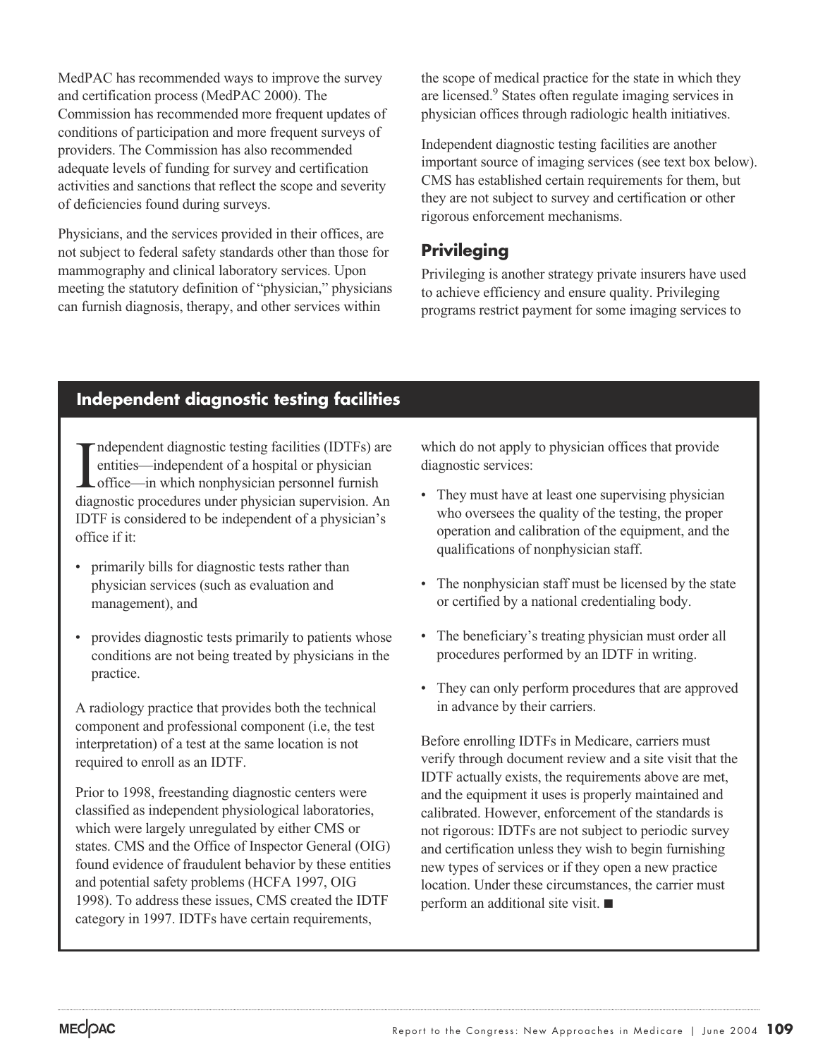MedPAC has recommended ways to improve the survey and certification process (MedPAC 2000). The Commission has recommended more frequent updates of conditions of participation and more frequent surveys of providers. The Commission has also recommended adequate levels of funding for survey and certification activities and sanctions that reflect the scope and severity of deficiencies found during surveys.

Physicians, and the services provided in their offices, are not subject to federal safety standards other than those for mammography and clinical laboratory services. Upon meeting the statutory definition of "physician," physicians can furnish diagnosis, therapy, and other services within the scope of medical practice for the state in which they are licensed.[9] States often regulate imaging services in physician offices through radiologic health initiatives.

Independent diagnostic testing facilities are another important source of imaging services (see text box below). CMS has established certain requirements for them, but they are not subject to survey and certification or other rigorous enforcement mechanisms.

## Privileging

Privileging is another strategy private insurers have used to achieve efficiency and ensure quality. Privileging programs restrict payment for some imaging services to

### Independent diagnostic testing facilities

Independent diagnostic testing facilities (IDTFs) are entities—independent of a hospital or physician office—in which nonphysician personnel furnish diagnostic procedures under physician supervision. An IDTF is considered to be independent of a physician's office if it:

- primarily bills for diagnostic tests rather than physician services (such as evaluation and management), and
- provides diagnostic tests primarily to patients whose conditions are not being treated by physicians in the practice.

A radiology practice that provides both the technical component and professional component (i.e, the test interpretation) of a test at the same location is not required to enroll as an IDTF.

Prior to 1998, freestanding diagnostic centers were classified as independent physiological laboratories, which were largely unregulated by either CMS or states. CMS and the Office of Inspector General (OIG) found evidence of fraudulent behavior by these entities and potential safety problems (HCFA 1997, OIG 1998). To address these issues, CMS created the IDTF category in 1997. IDTFs have certain requirements, which do not apply to physician offices that provide diagnostic services:

- They must have at least one supervising physician who oversees the quality of the testing, the proper operation and calibration of the equipment, and the qualifications of nonphysician staff.
- The nonphysician staff must be licensed by the state or certified by a national credentialing body.
- The beneficiary's treating physician must order all procedures performed by an IDTF in writing.
- They can only perform procedures that are approved in advance by their carriers.

Before enrolling IDTFs in Medicare, carriers must verify through document review and a site visit that the IDTF actually exists, the requirements above are met, and the equipment it uses is properly maintained and calibrated. However, enforcement of the standards is not rigorous: IDTFs are not subject to periodic survey and certification unless they wish to begin furnishing new types of services or if they open a new practice location. Under these circumstances, the carrier must perform an additional site visit. ■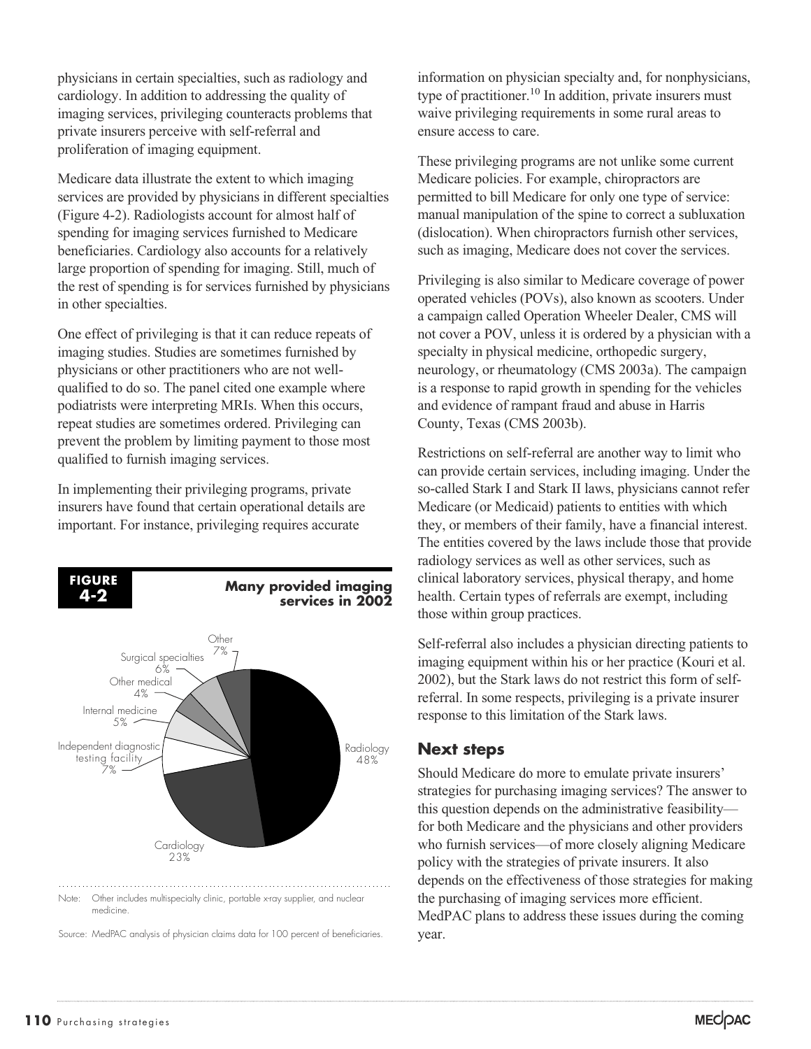physicians in certain specialties, such as radiology and cardiology. In addition to addressing the quality of imaging services, privileging counteracts problems that private insurers perceive with self-referral and proliferation of imaging equipment.

Medicare data illustrate the extent to which imaging services are provided by physicians in different specialties (Figure 4-2). Radiologists account for almost half of spending for imaging services furnished to Medicare beneficiaries. Cardiology also accounts for a relatively large proportion of spending for imaging. Still, much of the rest of spending is for services furnished by physicians in other specialties.

One effect of privileging is that it can reduce repeats of imaging studies. Studies are sometimes furnished by physicians or other practitioners who are not well-qualified to do so. The panel cited one example where podiatrists were interpreting MRIs. When this occurs, repeat studies are sometimes ordered. Privileging can prevent the problem by limiting payment to those most qualified to furnish imaging services.

In implementing their privileging programs, private insurers have found that certain operational details are important. For instance, privileging requires accurate information on physician specialty and, for nonphysicians, type of practitioner.[10] In addition, private insurers must waive privileging requirements in some rural areas to ensure access to care.

**FIGURE 4-2** **Many provided imaging services in 2002**

| Specialty | Share |
|---|---|
| Radiology | 48% |
| Cardiology | 23% |
| Independent diagnostic testing facility | 7% |
| Internal medicine | 5% |
| Other medical | 4% |
| Surgical specialties | 6% |
| Other | 7% |

Note: Other includes multispecialty clinic, portable x-ray supplier, and nuclear medicine.

Source: MedPAC analysis of physician claims data for 100 percent of beneficiaries.

These privileging programs are not unlike some current Medicare policies. For example, chiropractors are permitted to bill Medicare for only one type of service: manual manipulation of the spine to correct a subluxation (dislocation). When chiropractors furnish other services, such as imaging, Medicare does not cover the services.

Privileging is also similar to Medicare coverage of power operated vehicles (POVs), also known as scooters. Under a campaign called Operation Wheeler Dealer, CMS will not cover a POV, unless it is ordered by a physician with a specialty in physical medicine, orthopedic surgery, neurology, or rheumatology (CMS 2003a). The campaign is a response to rapid growth in spending for the vehicles and evidence of rampant fraud and abuse in Harris County, Texas (CMS 2003b).

Restrictions on self-referral are another way to limit who can provide certain services, including imaging. Under the so-called Stark I and Stark II laws, physicians cannot refer Medicare (or Medicaid) patients to entities with which they, or members of their family, have a financial interest. The entities covered by the laws include those that provide radiology services as well as other services, such as clinical laboratory services, physical therapy, and home health. Certain types of referrals are exempt, including those within group practices.

Self-referral also includes a physician directing patients to imaging equipment within his or her practice (Kouri et al. 2002), but the Stark laws do not restrict this form of self-referral. In some respects, privileging is a private insurer response to this limitation of the Stark laws.

## Next steps

Should Medicare do more to emulate private insurers' strategies for purchasing imaging services? The answer to this question depends on the administrative feasibility—for both Medicare and the physicians and other providers who furnish services—of more closely aligning Medicare policy with the strategies of private insurers. It also depends on the effectiveness of those strategies for making the purchasing of imaging services more efficient. MedPAC plans to address these issues during the coming year.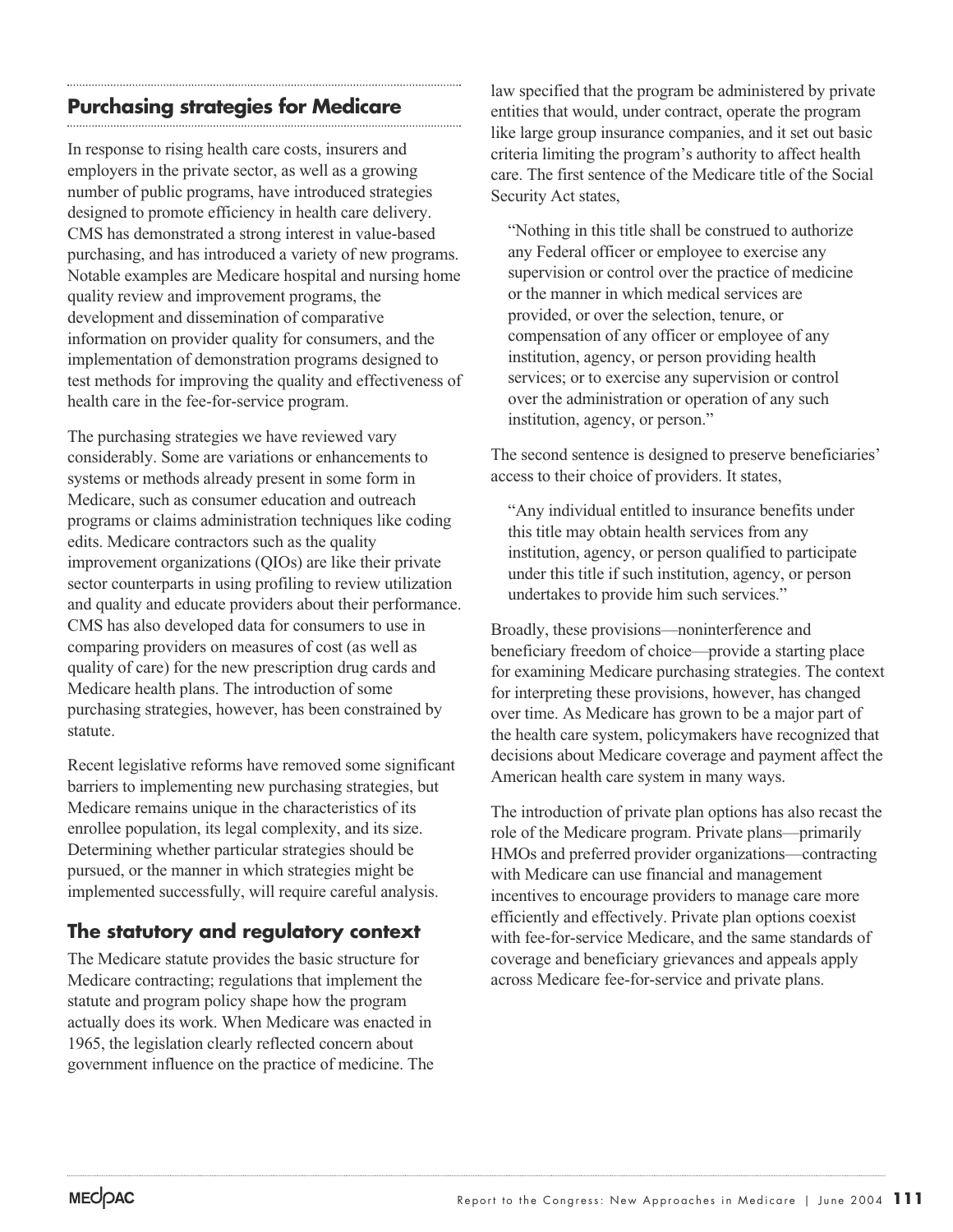## Purchasing strategies for Medicare

In response to rising health care costs, insurers and employers in the private sector, as well as a growing number of public programs, have introduced strategies designed to promote efficiency in health care delivery. CMS has demonstrated a strong interest in value-based purchasing, and has introduced a variety of new programs. Notable examples are Medicare hospital and nursing home quality review and improvement programs, the development and dissemination of comparative information on provider quality for consumers, and the implementation of demonstration programs designed to test methods for improving the quality and effectiveness of health care in the fee-for-service program.

The purchasing strategies we have reviewed vary considerably. Some are variations or enhancements to systems or methods already present in some form in Medicare, such as consumer education and outreach programs or claims administration techniques like coding edits. Medicare contractors such as the quality improvement organizations (QIOs) are like their private sector counterparts in using profiling to review utilization and quality and educate providers about their performance. CMS has also developed data for consumers to use in comparing providers on measures of cost (as well as quality of care) for the new prescription drug cards and Medicare health plans. The introduction of some purchasing strategies, however, has been constrained by statute.

Recent legislative reforms have removed some significant barriers to implementing new purchasing strategies, but Medicare remains unique in the characteristics of its enrollee population, its legal complexity, and its size. Determining whether particular strategies should be pursued, or the manner in which strategies might be implemented successfully, will require careful analysis.

### The statutory and regulatory context

The Medicare statute provides the basic structure for Medicare contracting; regulations that implement the statute and program policy shape how the program actually does its work. When Medicare was enacted in 1965, the legislation clearly reflected concern about government influence on the practice of medicine. The law specified that the program be administered by private entities that would, under contract, operate the program like large group insurance companies, and it set out basic criteria limiting the program's authority to affect health care. The first sentence of the Medicare title of the Social Security Act states,

> "Nothing in this title shall be construed to authorize any Federal officer or employee to exercise any supervision or control over the practice of medicine or the manner in which medical services are provided, or over the selection, tenure, or compensation of any officer or employee of any institution, agency, or person providing health services; or to exercise any supervision or control over the administration or operation of any such institution, agency, or person."

The second sentence is designed to preserve beneficiaries' access to their choice of providers. It states,

> "Any individual entitled to insurance benefits under this title may obtain health services from any institution, agency, or person qualified to participate under this title if such institution, agency, or person undertakes to provide him such services."

Broadly, these provisions—noninterference and beneficiary freedom of choice—provide a starting place for examining Medicare purchasing strategies. The context for interpreting these provisions, however, has changed over time. As Medicare has grown to be a major part of the health care system, policymakers have recognized that decisions about Medicare coverage and payment affect the American health care system in many ways.

The introduction of private plan options has also recast the role of the Medicare program. Private plans—primarily HMOs and preferred provider organizations—contracting with Medicare can use financial and management incentives to encourage providers to manage care more efficiently and effectively. Private plan options coexist with fee-for-service Medicare, and the same standards of coverage and beneficiary grievances and appeals apply across Medicare fee-for-service and private plans.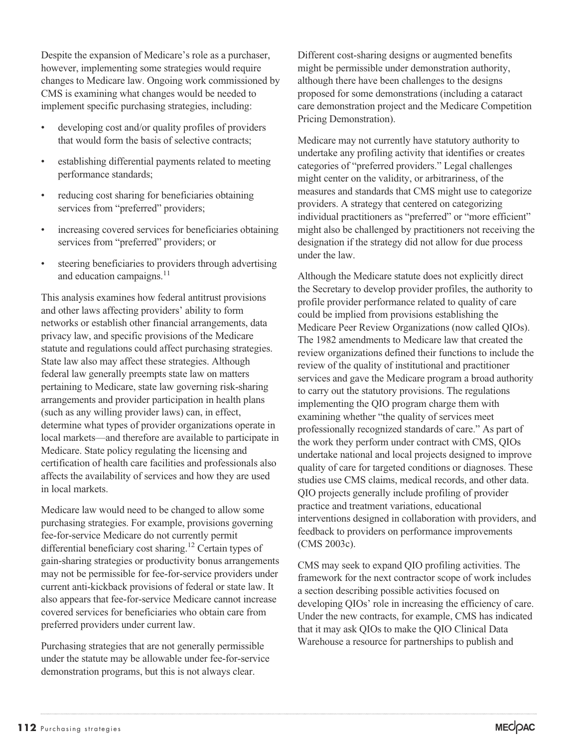Despite the expansion of Medicare's role as a purchaser, however, implementing some strategies would require changes to Medicare law. Ongoing work commissioned by CMS is examining what changes would be needed to implement specific purchasing strategies, including:

- developing cost and/or quality profiles of providers that would form the basis of selective contracts;
- establishing differential payments related to meeting performance standards;
- reducing cost sharing for beneficiaries obtaining services from "preferred" providers;
- increasing covered services for beneficiaries obtaining services from "preferred" providers; or
- steering beneficiaries to providers through advertising and education campaigns.[11]

This analysis examines how federal antitrust provisions and other laws affecting providers' ability to form networks or establish other financial arrangements, data privacy law, and specific provisions of the Medicare statute and regulations could affect purchasing strategies. State law also may affect these strategies. Although federal law generally preempts state law on matters pertaining to Medicare, state law governing risk-sharing arrangements and provider participation in health plans (such as any willing provider laws) can, in effect, determine what types of provider organizations operate in local markets—and therefore are available to participate in Medicare. State policy regulating the licensing and certification of health care facilities and professionals also affects the availability of services and how they are used in local markets.

Medicare law would need to be changed to allow some purchasing strategies. For example, provisions governing fee-for-service Medicare do not currently permit differential beneficiary cost sharing.[12] Certain types of gain-sharing strategies or productivity bonus arrangements may not be permissible for fee-for-service providers under current anti-kickback provisions of federal or state law. It also appears that fee-for-service Medicare cannot increase covered services for beneficiaries who obtain care from preferred providers under current law.

Purchasing strategies that are not generally permissible under the statute may be allowable under fee-for-service demonstration programs, but this is not always clear. Different cost-sharing designs or augmented benefits might be permissible under demonstration authority, although there have been challenges to the designs proposed for some demonstrations (including a cataract care demonstration project and the Medicare Competition Pricing Demonstration).

Medicare may not currently have statutory authority to undertake any profiling activity that identifies or creates categories of "preferred providers." Legal challenges might center on the validity, or arbitrariness, of the measures and standards that CMS might use to categorize providers. A strategy that centered on categorizing individual practitioners as "preferred" or "more efficient" might also be challenged by practitioners not receiving the designation if the strategy did not allow for due process under the law.

Although the Medicare statute does not explicitly direct the Secretary to develop provider profiles, the authority to profile provider performance related to quality of care could be implied from provisions establishing the Medicare Peer Review Organizations (now called QIOs). The 1982 amendments to Medicare law that created the review organizations defined their functions to include the review of the quality of institutional and practitioner services and gave the Medicare program a broad authority to carry out the statutory provisions. The regulations implementing the QIO program charge them with examining whether "the quality of services meet professionally recognized standards of care." As part of the work they perform under contract with CMS, QIOs undertake national and local projects designed to improve quality of care for targeted conditions or diagnoses. These studies use CMS claims, medical records, and other data. QIO projects generally include profiling of provider practice and treatment variations, educational interventions designed in collaboration with providers, and feedback to providers on performance improvements (CMS 2003c).

CMS may seek to expand QIO profiling activities. The framework for the next contractor scope of work includes a section describing possible activities focused on developing QIOs' role in increasing the efficiency of care. Under the new contracts, for example, CMS has indicated that it may ask QIOs to make the QIO Clinical Data Warehouse a resource for partnerships to publish and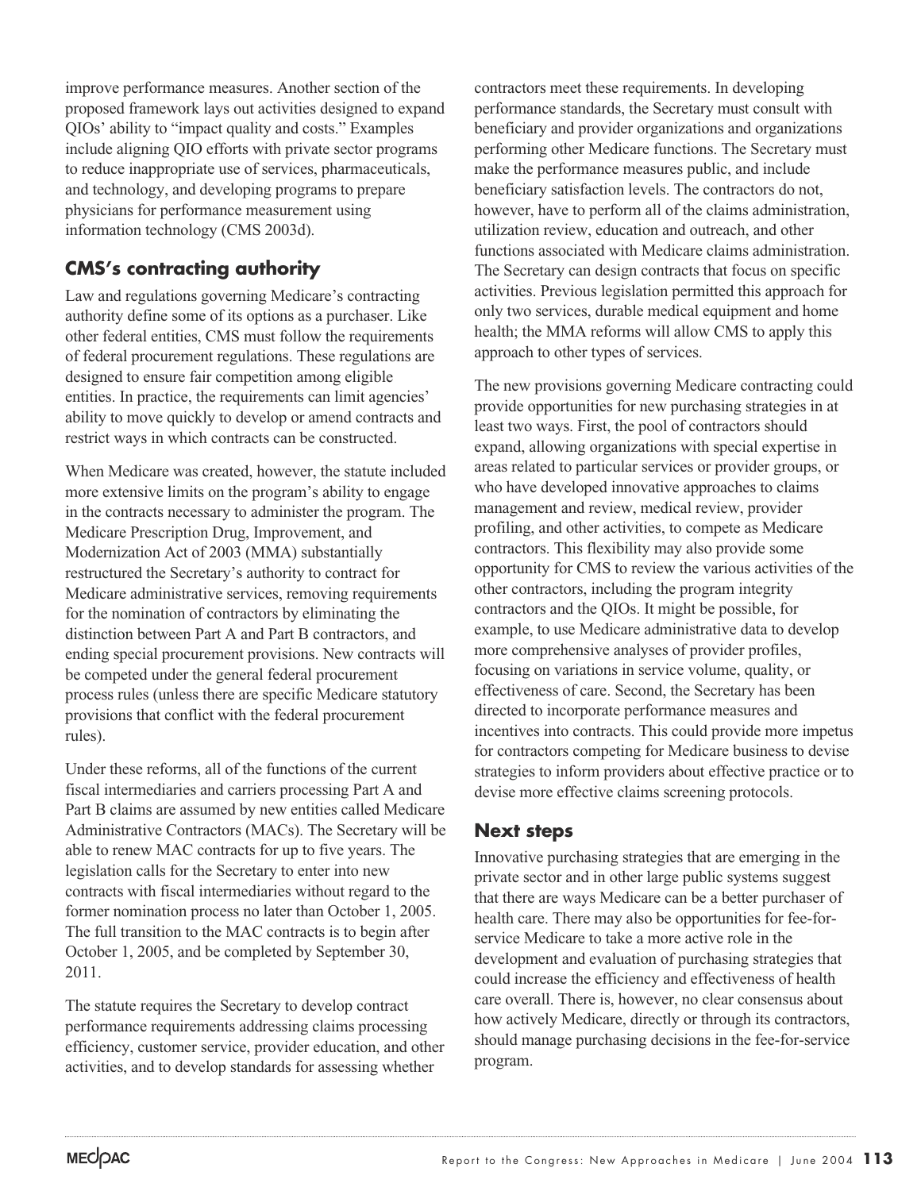improve performance measures. Another section of the proposed framework lays out activities designed to expand QIOs' ability to "impact quality and costs." Examples include aligning QIO efforts with private sector programs to reduce inappropriate use of services, pharmaceuticals, and technology, and developing programs to prepare physicians for performance measurement using information technology (CMS 2003d).

## CMS's contracting authority

Law and regulations governing Medicare's contracting authority define some of its options as a purchaser. Like other federal entities, CMS must follow the requirements of federal procurement regulations. These regulations are designed to ensure fair competition among eligible entities. In practice, the requirements can limit agencies' ability to move quickly to develop or amend contracts and restrict ways in which contracts can be constructed.

When Medicare was created, however, the statute included more extensive limits on the program's ability to engage in the contracts necessary to administer the program. The Medicare Prescription Drug, Improvement, and Modernization Act of 2003 (MMA) substantially restructured the Secretary's authority to contract for Medicare administrative services, removing requirements for the nomination of contractors by eliminating the distinction between Part A and Part B contractors, and ending special procurement provisions. New contracts will be competed under the general federal procurement process rules (unless there are specific Medicare statutory provisions that conflict with the federal procurement rules).

Under these reforms, all of the functions of the current fiscal intermediaries and carriers processing Part A and Part B claims are assumed by new entities called Medicare Administrative Contractors (MACs). The Secretary will be able to renew MAC contracts for up to five years. The legislation calls for the Secretary to enter into new contracts with fiscal intermediaries without regard to the former nomination process no later than October 1, 2005. The full transition to the MAC contracts is to begin after October 1, 2005, and be completed by September 30, 2011.

The statute requires the Secretary to develop contract performance requirements addressing claims processing efficiency, customer service, provider education, and other activities, and to develop standards for assessing whether contractors meet these requirements. In developing performance standards, the Secretary must consult with beneficiary and provider organizations and organizations performing other Medicare functions. The Secretary must make the performance measures public, and include beneficiary satisfaction levels. The contractors do not, however, have to perform all of the claims administration, utilization review, education and outreach, and other functions associated with Medicare claims administration. The Secretary can design contracts that focus on specific activities. Previous legislation permitted this approach for only two services, durable medical equipment and home health; the MMA reforms will allow CMS to apply this approach to other types of services.

The new provisions governing Medicare contracting could provide opportunities for new purchasing strategies in at least two ways. First, the pool of contractors should expand, allowing organizations with special expertise in areas related to particular services or provider groups, or who have developed innovative approaches to claims management and review, medical review, provider profiling, and other activities, to compete as Medicare contractors. This flexibility may also provide some opportunity for CMS to review the various activities of the other contractors, including the program integrity contractors and the QIOs. It might be possible, for example, to use Medicare administrative data to develop more comprehensive analyses of provider profiles, focusing on variations in service volume, quality, or effectiveness of care. Second, the Secretary has been directed to incorporate performance measures and incentives into contracts. This could provide more impetus for contractors competing for Medicare business to devise strategies to inform providers about effective practice or to devise more effective claims screening protocols.

## Next steps

Innovative purchasing strategies that are emerging in the private sector and in other large public systems suggest that there are ways Medicare can be a better purchaser of health care. There may also be opportunities for fee-for-service Medicare to take a more active role in the development and evaluation of purchasing strategies that could increase the efficiency and effectiveness of health care overall. There is, however, no clear consensus about how actively Medicare, directly or through its contractors, should manage purchasing decisions in the fee-for-service program.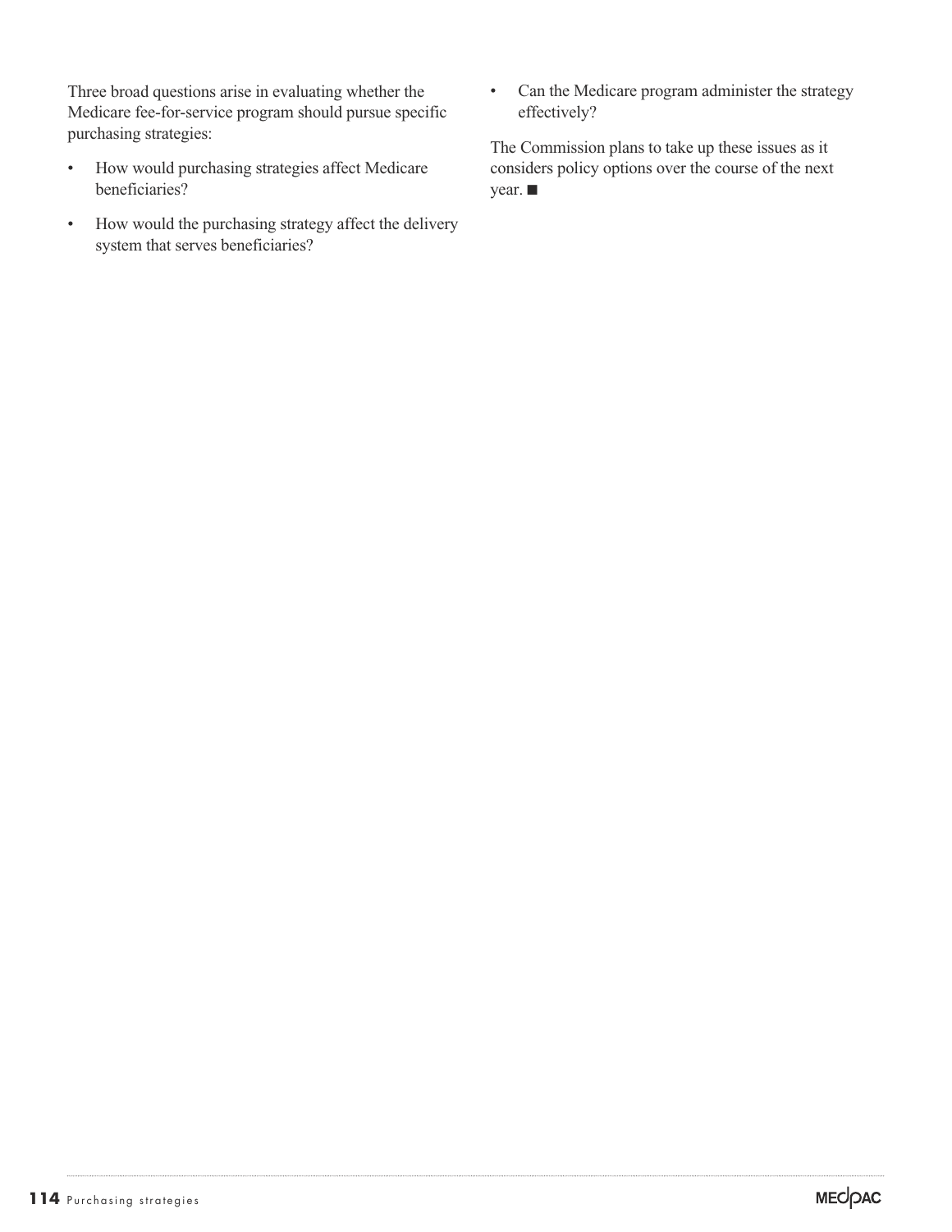Three broad questions arise in evaluating whether the Medicare fee-for-service program should pursue specific purchasing strategies:

- How would purchasing strategies affect Medicare beneficiaries?
- How would the purchasing strategy affect the delivery system that serves beneficiaries?
- Can the Medicare program administer the strategy effectively?

The Commission plans to take up these issues as it considers policy options over the course of the next year. ■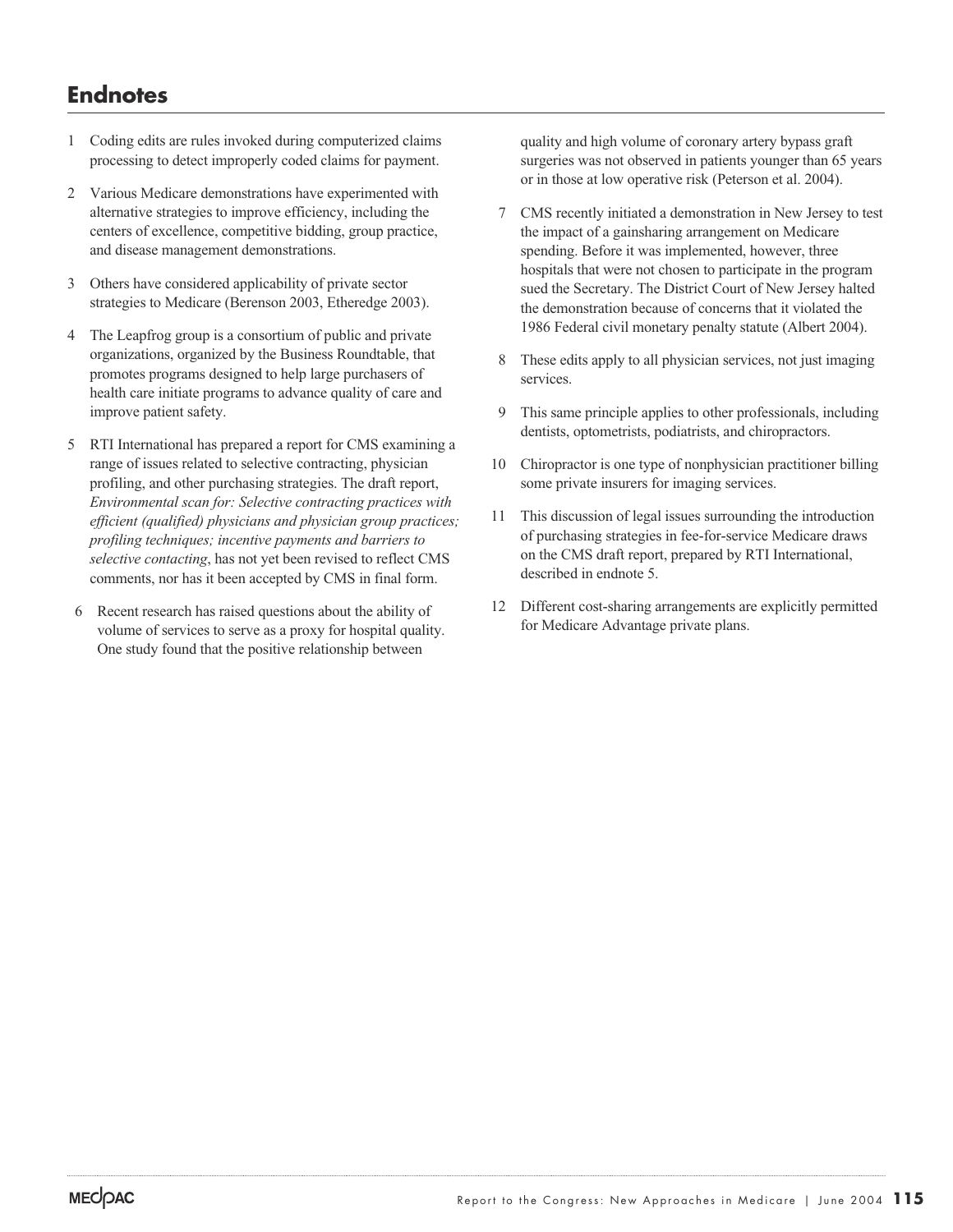# Endnotes

1 Coding edits are rules invoked during computerized claims processing to detect improperly coded claims for payment.

2 Various Medicare demonstrations have experimented with alternative strategies to improve efficiency, including the centers of excellence, competitive bidding, group practice, and disease management demonstrations.

3 Others have considered applicability of private sector strategies to Medicare (Berenson 2003, Etheredge 2003).

4 The Leapfrog group is a consortium of public and private organizations, organized by the Business Roundtable, that promotes programs designed to help large purchasers of health care initiate programs to advance quality of care and improve patient safety.

5 RTI International has prepared a report for CMS examining a range of issues related to selective contracting, physician profiling, and other purchasing strategies. The draft report, *Environmental scan for: Selective contracting practices with efficient (qualified) physicians and physician group practices; profiling techniques; incentive payments and barriers to selective contacting*, has not yet been revised to reflect CMS comments, nor has it been accepted by CMS in final form.

6 Recent research has raised questions about the ability of volume of services to serve as a proxy for hospital quality. One study found that the positive relationship between quality and high volume of coronary artery bypass graft surgeries was not observed in patients younger than 65 years or in those at low operative risk (Peterson et al. 2004).

7 CMS recently initiated a demonstration in New Jersey to test the impact of a gainsharing arrangement on Medicare spending. Before it was implemented, however, three hospitals that were not chosen to participate in the program sued the Secretary. The District Court of New Jersey halted the demonstration because of concerns that it violated the 1986 Federal civil monetary penalty statute (Albert 2004).

8 These edits apply to all physician services, not just imaging services.

9 This same principle applies to other professionals, including dentists, optometrists, podiatrists, and chiropractors.

10 Chiropractor is one type of nonphysician practitioner billing some private insurers for imaging services.

11 This discussion of legal issues surrounding the introduction of purchasing strategies in fee-for-service Medicare draws on the CMS draft report, prepared by RTI International, described in endnote 5.

12 Different cost-sharing arrangements are explicitly permitted for Medicare Advantage private plans.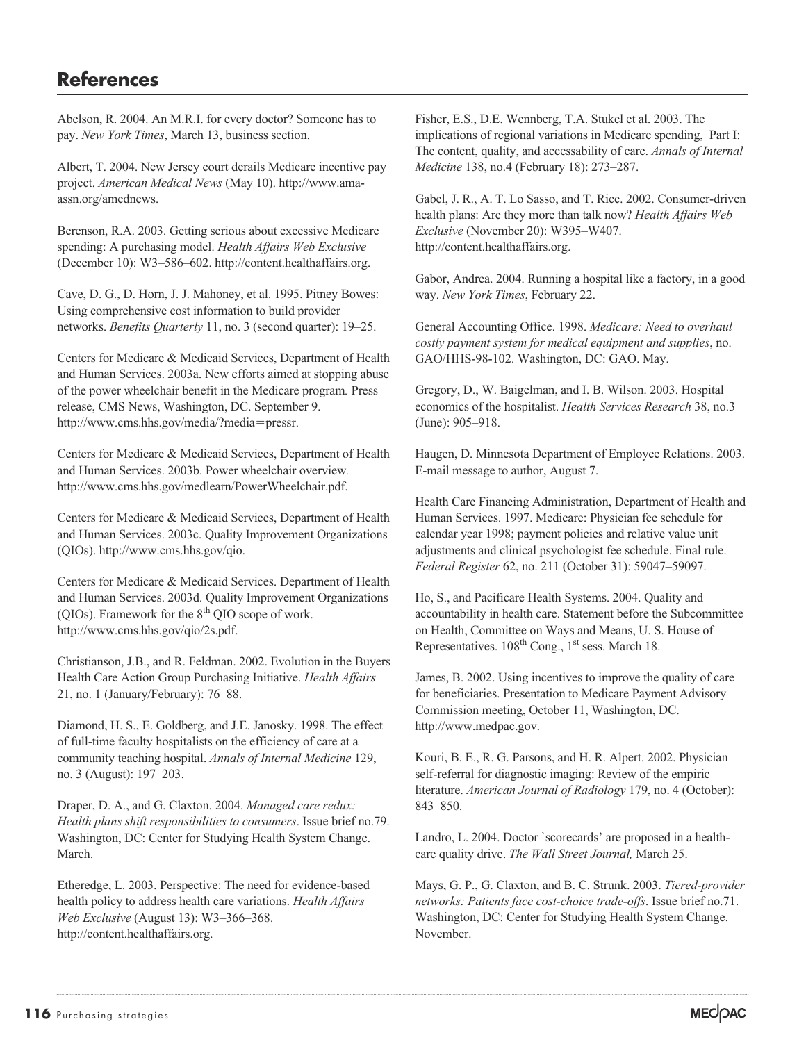# References

Abelson, R. 2004. An M.R.I. for every doctor? Someone has to pay. *New York Times*, March 13, business section.

Albert, T. 2004. New Jersey court derails Medicare incentive pay project. *American Medical News* (May 10). http://www.ama-assn.org/amednews.

Berenson, R.A. 2003. Getting serious about excessive Medicare spending: A purchasing model. *Health Affairs Web Exclusive* (December 10): W3–586–602. http://content.healthaffairs.org.

Cave, D. G., D. Horn, J. J. Mahoney, et al. 1995. Pitney Bowes: Using comprehensive cost information to build provider networks. *Benefits Quarterly* 11, no. 3 (second quarter): 19–25.

Centers for Medicare & Medicaid Services, Department of Health and Human Services. 2003a. New efforts aimed at stopping abuse of the power wheelchair benefit in the Medicare program. Press release, CMS News, Washington, DC. September 9. http://www.cms.hhs.gov/media/?media=pressr.

Centers for Medicare & Medicaid Services, Department of Health and Human Services. 2003b. Power wheelchair overview. http://www.cms.hhs.gov/medlearn/PowerWheelchair.pdf.

Centers for Medicare & Medicaid Services, Department of Health and Human Services. 2003c. Quality Improvement Organizations (QIOs). http://www.cms.hhs.gov/qio.

Centers for Medicare & Medicaid Services. Department of Health and Human Services. 2003d. Quality Improvement Organizations (QIOs). Framework for the 8th QIO scope of work. http://www.cms.hhs.gov/qio/2s.pdf.

Christianson, J.B., and R. Feldman. 2002. Evolution in the Buyers Health Care Action Group Purchasing Initiative. *Health Affairs* 21, no. 1 (January/February): 76–88.

Diamond, H. S., E. Goldberg, and J.E. Janosky. 1998. The effect of full-time faculty hospitalists on the efficiency of care at a community teaching hospital. *Annals of Internal Medicine* 129, no. 3 (August): 197–203.

Draper, D. A., and G. Claxton. 2004. *Managed care redux: Health plans shift responsibilities to consumers*. Issue brief no.79. Washington, DC: Center for Studying Health System Change. March.

Etheredge, L. 2003. Perspective: The need for evidence-based health policy to address health care variations. *Health Affairs Web Exclusive* (August 13): W3–366–368. http://content.healthaffairs.org.

Fisher, E.S., D.E. Wennberg, T.A. Stukel et al. 2003. The implications of regional variations in Medicare spending, Part I: The content, quality, and accessability of care. *Annals of Internal Medicine* 138, no.4 (February 18): 273–287.

Gabel, J. R., A. T. Lo Sasso, and T. Rice. 2002. Consumer-driven health plans: Are they more than talk now? *Health Affairs Web Exclusive* (November 20): W395–W407. http://content.healthaffairs.org.

Gabor, Andrea. 2004. Running a hospital like a factory, in a good way. *New York Times*, February 22.

General Accounting Office. 1998. *Medicare: Need to overhaul costly payment system for medical equipment and supplies*, no. GAO/HHS-98-102. Washington, DC: GAO. May.

Gregory, D., W. Baigelman, and I. B. Wilson. 2003. Hospital economics of the hospitalist. *Health Services Research* 38, no.3 (June): 905–918.

Haugen, D. Minnesota Department of Employee Relations. 2003. E-mail message to author, August 7.

Health Care Financing Administration, Department of Health and Human Services. 1997. Medicare: Physician fee schedule for calendar year 1998; payment policies and relative value unit adjustments and clinical psychologist fee schedule. Final rule. *Federal Register* 62, no. 211 (October 31): 59047–59097.

Ho, S., and Pacificare Health Systems. 2004. Quality and accountability in health care. Statement before the Subcommittee on Health, Committee on Ways and Means, U. S. House of Representatives. 108th Cong., 1st sess. March 18.

James, B. 2002. Using incentives to improve the quality of care for beneficiaries. Presentation to Medicare Payment Advisory Commission meeting, October 11, Washington, DC. http://www.medpac.gov.

Kouri, B. E., R. G. Parsons, and H. R. Alpert. 2002. Physician self-referral for diagnostic imaging: Review of the empiric literature. *American Journal of Radiology* 179, no. 4 (October): 843–850.

Landro, L. 2004. Doctor `scorecards' are proposed in a health-care quality drive. *The Wall Street Journal,* March 25.

Mays, G. P., G. Claxton, and B. C. Strunk. 2003. *Tiered-provider networks: Patients face cost-choice trade-offs*. Issue brief no.71. Washington, DC: Center for Studying Health System Change. November.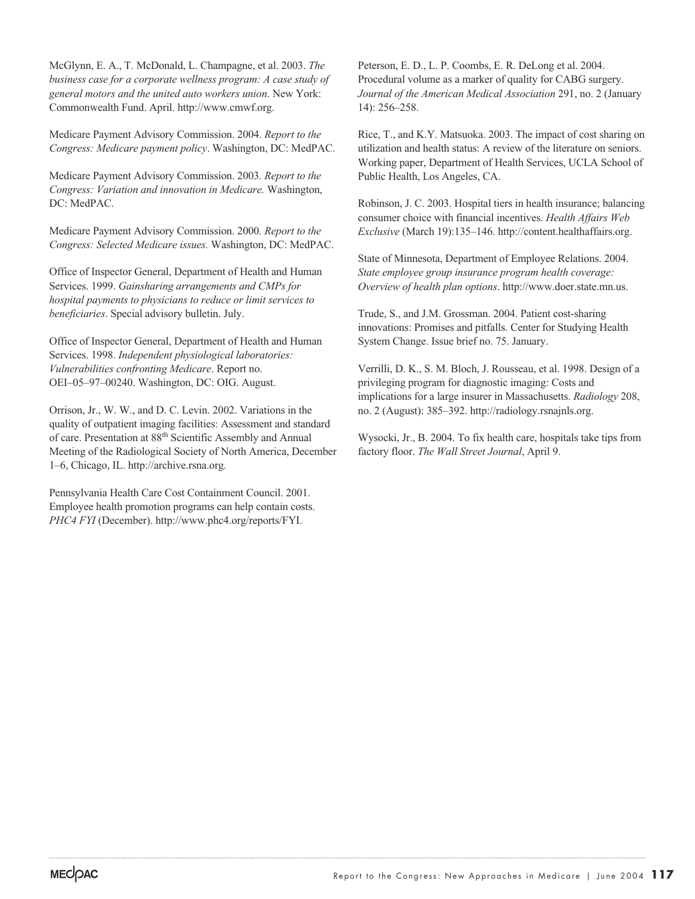McGlynn, E. A., T. McDonald, L. Champagne, et al. 2003. *The business case for a corporate wellness program: A case study of general motors and the united auto workers union*. New York: Commonwealth Fund. April. http://www.cmwf.org.

Medicare Payment Advisory Commission. 2004. *Report to the Congress: Medicare payment policy*. Washington, DC: MedPAC.

Medicare Payment Advisory Commission. 2003. *Report to the Congress: Variation and innovation in Medicare.* Washington, DC: MedPAC.

Medicare Payment Advisory Commission. 2000. *Report to the Congress: Selected Medicare issues.* Washington, DC: MedPAC.

Office of Inspector General, Department of Health and Human Services. 1999. *Gainsharing arrangements and CMPs for hospital payments to physicians to reduce or limit services to beneficiaries*. Special advisory bulletin. July.

Office of Inspector General, Department of Health and Human Services. 1998. *Independent physiological laboratories: Vulnerabilities confronting Medicare*. Report no. OEI–05–97–00240. Washington, DC: OIG. August.

Orrison, Jr., W. W., and D. C. Levin. 2002. Variations in the quality of outpatient imaging facilities: Assessment and standard of care. Presentation at 88th Scientific Assembly and Annual Meeting of the Radiological Society of North America, December 1–6, Chicago, IL. http://archive.rsna.org.

Pennsylvania Health Care Cost Containment Council. 2001. Employee health promotion programs can help contain costs. *PHC4 FYI* (December). http://www.phc4.org/reports/FYI.

Peterson, E. D., L. P. Coombs, E. R. DeLong et al. 2004. Procedural volume as a marker of quality for CABG surgery. *Journal of the American Medical Association* 291, no. 2 (January 14): 256–258.

Rice, T., and K.Y. Matsuoka. 2003. The impact of cost sharing on utilization and health status: A review of the literature on seniors. Working paper, Department of Health Services, UCLA School of Public Health, Los Angeles, CA.

Robinson, J. C. 2003. Hospital tiers in health insurance; balancing consumer choice with financial incentives. *Health Affairs Web Exclusive* (March 19):135–146. http://content.healthaffairs.org.

State of Minnesota, Department of Employee Relations. 2004. *State employee group insurance program health coverage: Overview of health plan options*. http://www.doer.state.mn.us.

Trude, S., and J.M. Grossman. 2004. Patient cost-sharing innovations: Promises and pitfalls. Center for Studying Health System Change. Issue brief no. 75. January.

Verrilli, D. K., S. M. Bloch, J. Rousseau, et al. 1998. Design of a privileging program for diagnostic imaging: Costs and implications for a large insurer in Massachusetts. *Radiology* 208, no. 2 (August): 385–392. http://radiology.rsnajnls.org.

Wysocki, Jr., B. 2004. To fix health care, hospitals take tips from factory floor. *The Wall Street Journal*, April 9.